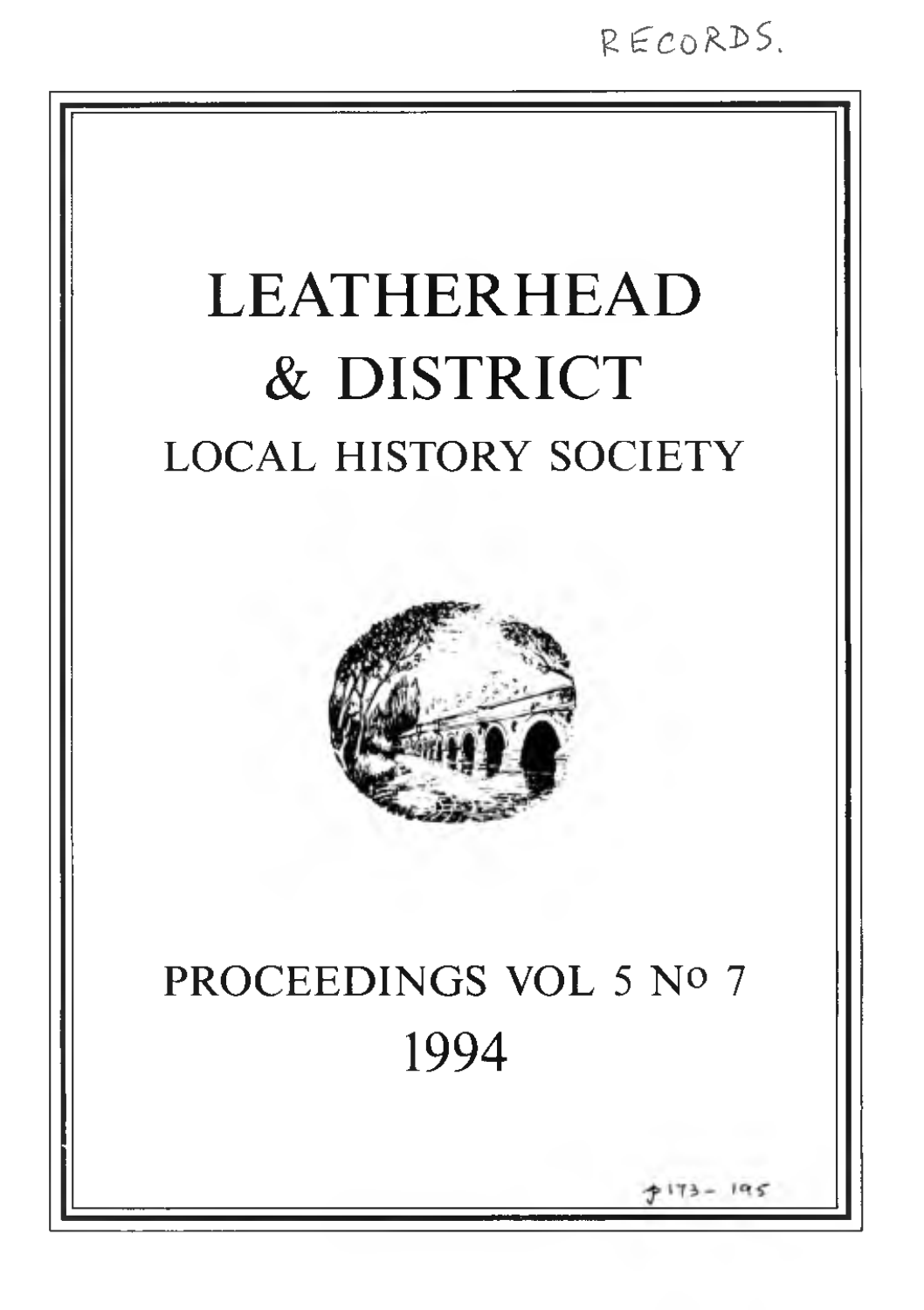RECORDS.

# LEATHERHEAD & DISTRICT

## LOCAL HISTORY SOCIETY

## PROCEEDINGS VOL 5 No 7

## 1994

p173 - 195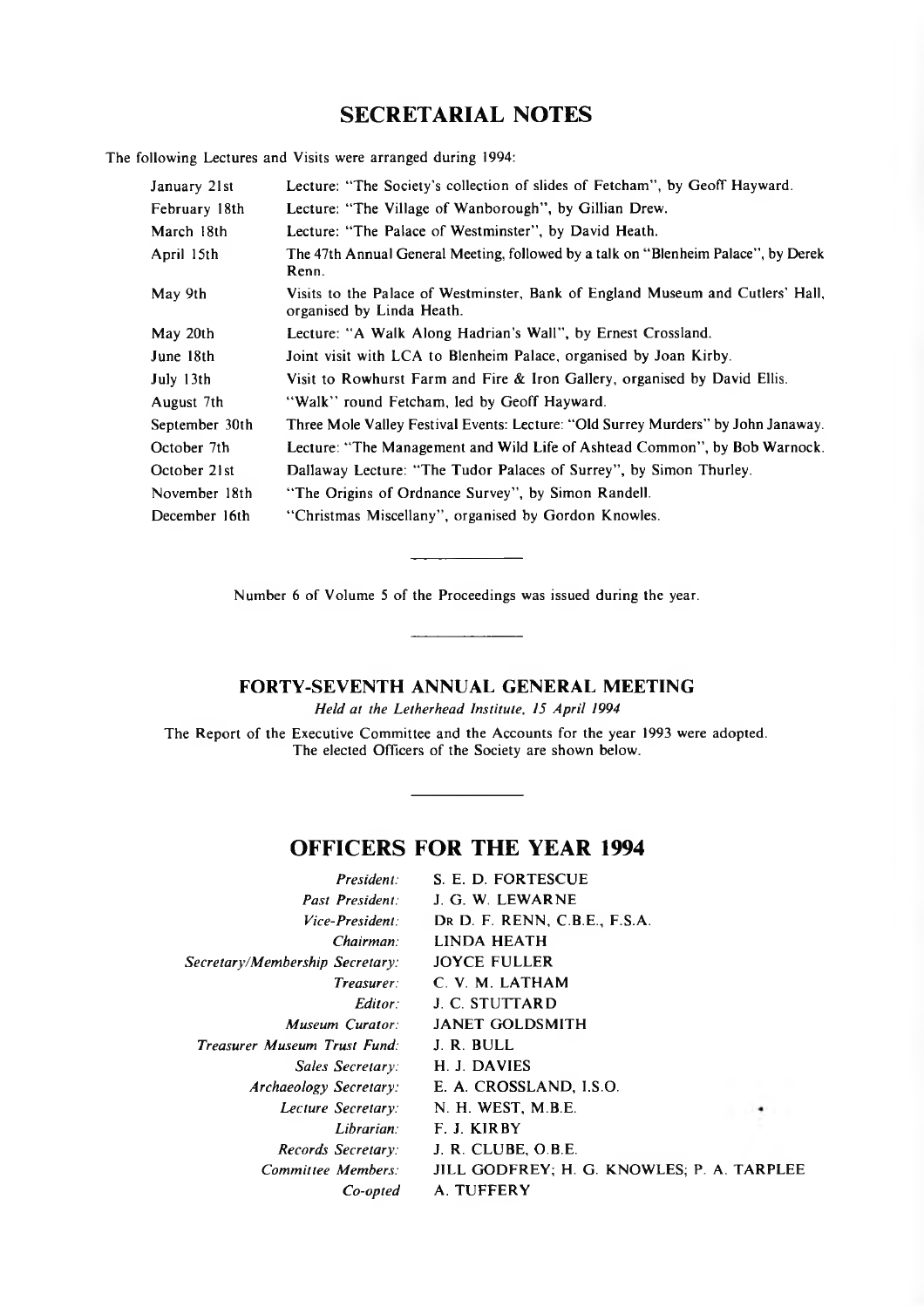## SECRETARIAL NOTES

The following Lectures and Visits were arranged during 1994:

| | |
|---|---|
| January 21st | Lecture: "The Society's collection of slides of Fetcham", by Geoff Hayward. |
| February 18th | Lecture: "The Village of Wanborough", by Gillian Drew. |
| March 18th | Lecture: "The Palace of Westminster", by David Heath. |
| April 15th | The 47th Annual General Meeting, followed by a talk on "Blenheim Palace", by Derek Renn. |
| May 9th | Visits to the Palace of Westminster, Bank of England Museum and Cutlers' Hall, organised by Linda Heath. |
| May 20th | Lecture: "A Walk Along Hadrian's Wall", by Ernest Crossland. |
| June 18th | Joint visit with LCA to Blenheim Palace, organised by Joan Kirby. |
| July 13th | Visit to Rowhurst Farm and Fire & Iron Gallery, organised by David Ellis. |
| August 7th | "Walk" round Fetcham, led by Geoff Hayward. |
| September 30th | Three Mole Valley Festival Events: Lecture: "Old Surrey Murders" by John Janaway. |
| October 7th | Lecture: "The Management and Wild Life of Ashtead Common", by Bob Warnock. |
| October 21st | Dallaway Lecture: "The Tudor Palaces of Surrey", by Simon Thurley. |
| November 18th | "The Origins of Ordnance Survey", by Simon Randell. |
| December 16th | "Christmas Miscellany", organised by Gordon Knowles. |

---

Number 6 of Volume 5 of the Proceedings was issued during the year.

---

### FORTY-SEVENTH ANNUAL GENERAL MEETING

*Held at the Letherhead Institute, 15 April 1994*

The Report of the Executive Committee and the Accounts for the year 1993 were adopted. The elected Officers of the Society are shown below.

---

## OFFICERS FOR THE YEAR 1994

| | |
|---|---|
| *President:* | S. E. D. FORTESCUE |
| *Past President:* | J. G. W. LEWARNE |
| *Vice-President:* | DR D. F. RENN, C.B.E., F.S.A. |
| *Chairman:* | LINDA HEATH |
| *Secretary/Membership Secretary:* | JOYCE FULLER |
| *Treasurer:* | C. V. M. LATHAM |
| *Editor:* | J. C. STUTTARD |
| *Museum Curator:* | JANET GOLDSMITH |
| *Treasurer Museum Trust Fund:* | J. R. BULL |
| *Sales Secretary:* | H. J. DAVIES |
| *Archaeology Secretary:* | E. A. CROSSLAND, I.S.O. |
| *Lecture Secretary:* | N. H. WEST, M.B.E. |
| *Librarian:* | F. J. KIRBY |
| *Records Secretary:* | J. R. CLUBE, O.B.E. |
| *Committee Members:* | JILL GODFREY; H. G. KNOWLES; P. A. TARPLEE |
| *Co-opted* | A. TUFFERY |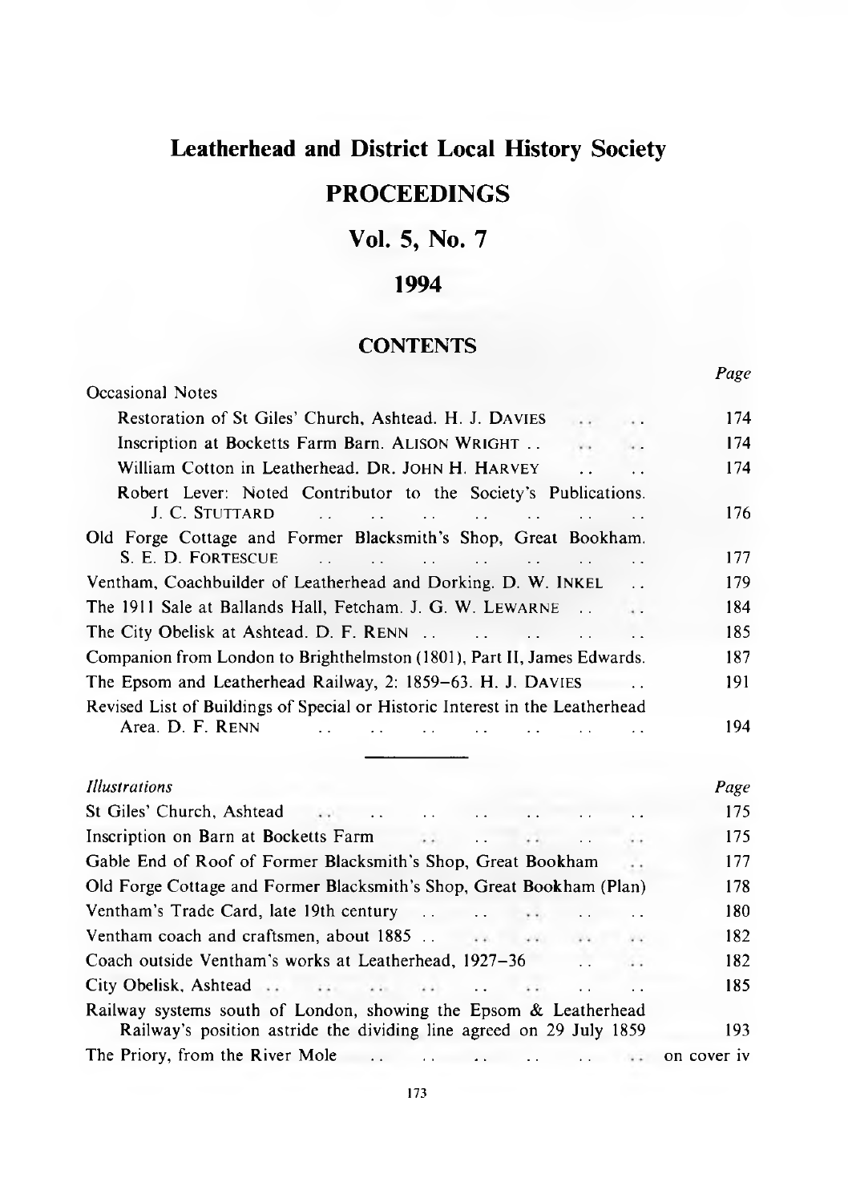# Leatherhead and District Local History Society

# PROCEEDINGS

## Vol. 5, No. 7

## 1994

### CONTENTS

| | Page |
|---|---|
| Occasional Notes | |
| Restoration of St Giles' Church, Ashtead. H. J. DAVIES | 174 |
| Inscription at Bocketts Farm Barn. ALISON WRIGHT | 174 |
| William Cotton in Leatherhead. DR. JOHN H. HARVEY | 174 |
| Robert Lever: Noted Contributor to the Society's Publications. J. C. STUTTARD | 176 |
| Old Forge Cottage and Former Blacksmith's Shop, Great Bookham. S. E. D. FORTESCUE | 177 |
| Ventham, Coachbuilder of Leatherhead and Dorking. D. W. INKEL | 179 |
| The 1911 Sale at Ballands Hall, Fetcham. J. G. W. LEWARNE | 184 |
| The City Obelisk at Ashtead. D. F. RENN | 185 |
| Companion from London to Brighthelmston (1801), Part II, James Edwards. | 187 |
| The Epsom and Leatherhead Railway, 2: 1859–63. H. J. DAVIES | 191 |
| Revised List of Buildings of Special or Historic Interest in the Leatherhead Area. D. F. RENN | 194 |

---

| *Illustrations* | Page |
|---|---|
| St Giles' Church, Ashtead | 175 |
| Inscription on Barn at Bocketts Farm | 175 |
| Gable End of Roof of Former Blacksmith's Shop, Great Bookham | 177 |
| Old Forge Cottage and Former Blacksmith's Shop, Great Bookham (Plan) | 178 |
| Ventham's Trade Card, late 19th century | 180 |
| Ventham coach and craftsmen, about 1885 | 182 |
| Coach outside Ventham's works at Leatherhead, 1927–36 | 182 |
| City Obelisk, Ashtead | 185 |
| Railway systems south of London, showing the Epsom & Leatherhead Railway's position astride the dividing line agreed on 29 July 1859 | 193 |
| The Priory, from the River Mole | on cover iv |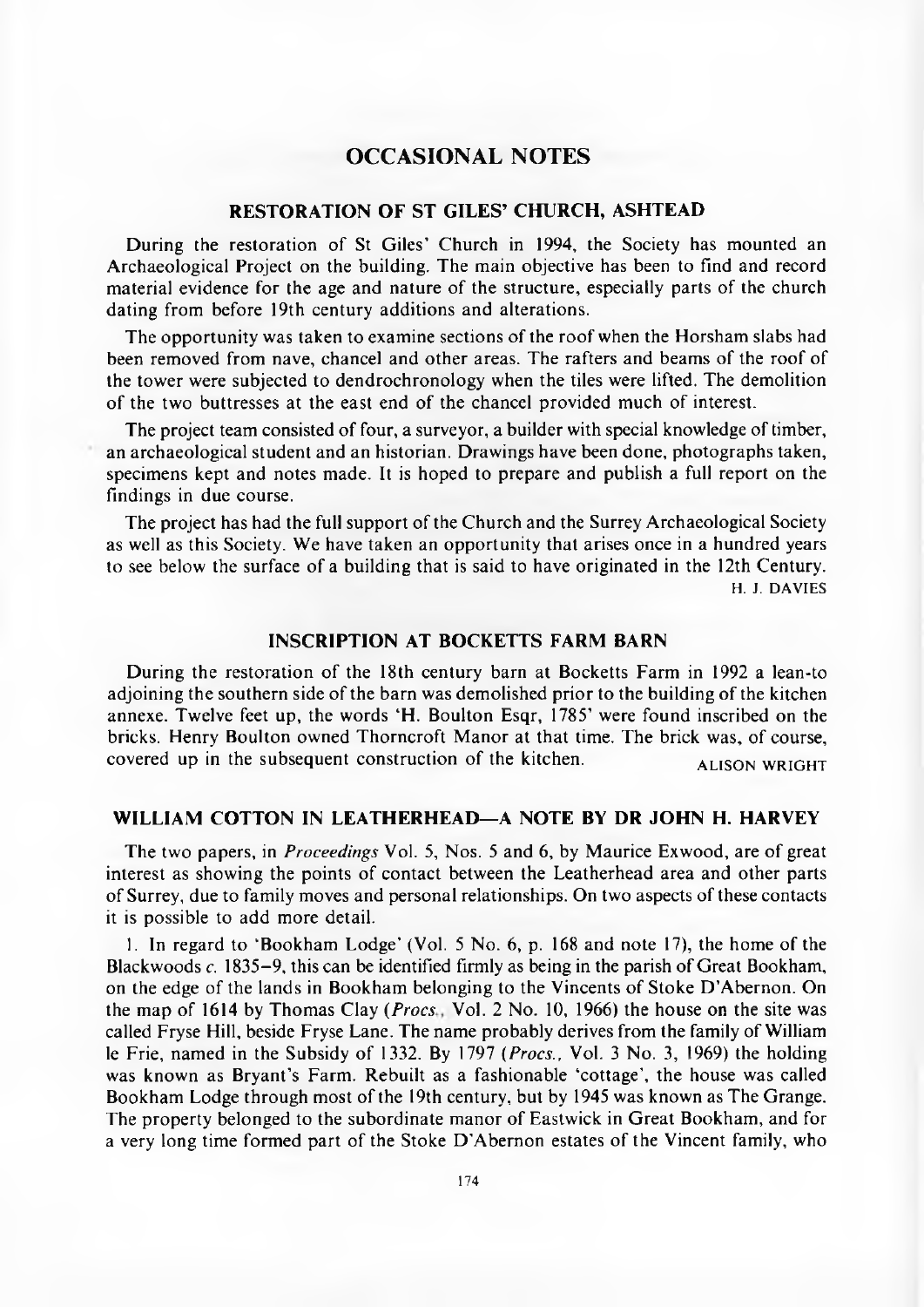# OCCASIONAL NOTES

## RESTORATION OF ST GILES' CHURCH, ASHTEAD

During the restoration of St Giles' Church in 1994, the Society has mounted an Archaeological Project on the building. The main objective has been to find and record material evidence for the age and nature of the structure, especially parts of the church dating from before 19th century additions and alterations.

The opportunity was taken to examine sections of the roof when the Horsham slabs had been removed from nave, chancel and other areas. The rafters and beams of the roof of the tower were subjected to dendrochronology when the tiles were lifted. The demolition of the two buttresses at the east end of the chancel provided much of interest.

The project team consisted of four, a surveyor, a builder with special knowledge of timber, an archaeological student and an historian. Drawings have been done, photographs taken, specimens kept and notes made. It is hoped to prepare and publish a full report on the findings in due course.

The project has had the full support of the Church and the Surrey Archaeological Society as well as this Society. We have taken an opportunity that arises once in a hundred years to see below the surface of a building that is said to have originated in the 12th Century.

H. J. DAVIES

## INSCRIPTION AT BOCKETTS FARM BARN

During the restoration of the 18th century barn at Bocketts Farm in 1992 a lean-to adjoining the southern side of the barn was demolished prior to the building of the kitchen annexe. Twelve feet up, the words 'H. Boulton Esqr, 1785' were found inscribed on the bricks. Henry Boulton owned Thorncroft Manor at that time. The brick was, of course, covered up in the subsequent construction of the kitchen.

ALISON WRIGHT

## WILLIAM COTTON IN LEATHERHEAD—A NOTE BY DR JOHN H. HARVEY

The two papers, in *Proceedings* Vol. 5, Nos. 5 and 6, by Maurice Exwood, are of great interest as showing the points of contact between the Leatherhead area and other parts of Surrey, due to family moves and personal relationships. On two aspects of these contacts it is possible to add more detail.

1. In regard to 'Bookham Lodge' (Vol. 5 No. 6, p. 168 and note 17), the home of the Blackwoods *c.* 1835–9, this can be identified firmly as being in the parish of Great Bookham, on the edge of the lands in Bookham belonging to the Vincents of Stoke D'Abernon. On the map of 1614 by Thomas Clay (*Procs.*, Vol. 2 No. 10, 1966) the house on the site was called Fryse Hill, beside Fryse Lane. The name probably derives from the family of William le Frie, named in the Subsidy of 1332. By 1797 (*Procs.*, Vol. 3 No. 3, 1969) the holding was known as Bryant's Farm. Rebuilt as a fashionable 'cottage', the house was called Bookham Lodge through most of the 19th century, but by 1945 was known as The Grange. The property belonged to the subordinate manor of Eastwick in Great Bookham, and for a very long time formed part of the Stoke D'Abernon estates of the Vincent family, who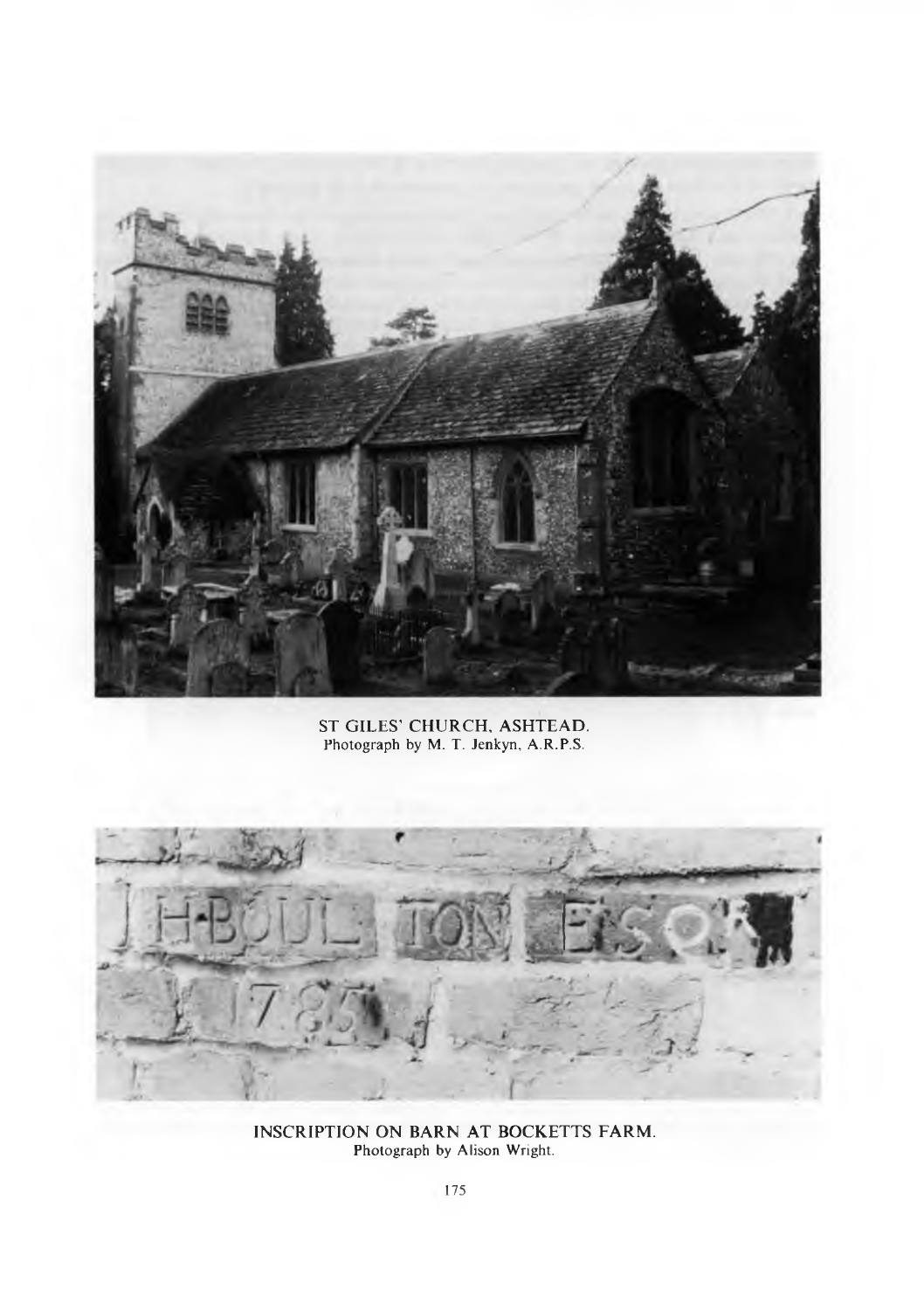ST GILES' CHURCH, ASHTEAD.
Photograph by M. T. Jenkyn, A.R.P.S.

INSCRIPTION ON BARN AT BOCKETTS FARM.
Photograph by Alison Wright.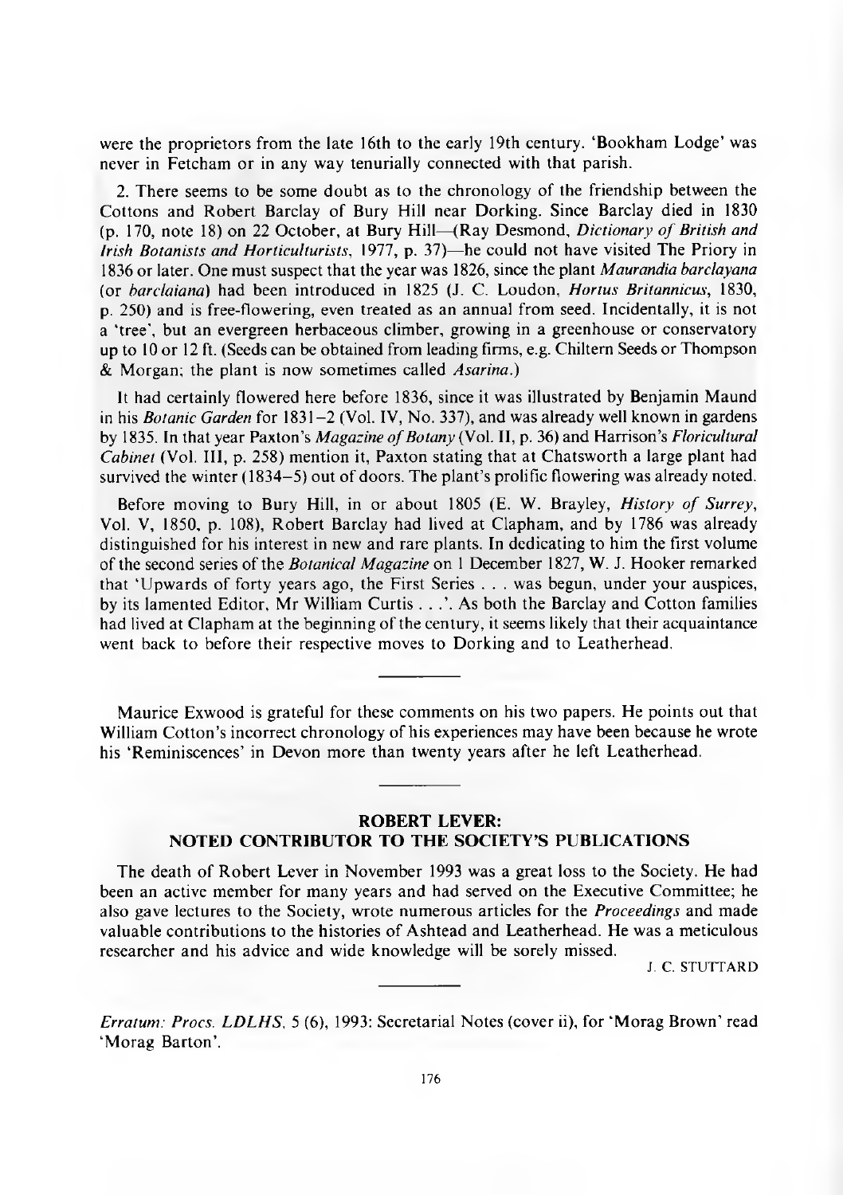were the proprietors from the late 16th to the early 19th century. 'Bookham Lodge' was never in Fetcham or in any way tenurially connected with that parish.

2. There seems to be some doubt as to the chronology of the friendship between the Cottons and Robert Barclay of Bury Hill near Dorking. Since Barclay died in 1830 (p. 170, note 18) on 22 October, at Bury Hill—(Ray Desmond, *Dictionary of British and Irish Botanists and Horticulturists*, 1977, p. 37)—he could not have visited The Priory in 1836 or later. One must suspect that the year was 1826, since the plant *Maurandia barclayana* (or *barclaiana*) had been introduced in 1825 (J. C. Loudon, *Hortus Britannicus*, 1830, p. 250) and is free-flowering, even treated as an annual from seed. Incidentally, it is not a 'tree', but an evergreen herbaceous climber, growing in a greenhouse or conservatory up to 10 or 12 ft. (Seeds can be obtained from leading firms, e.g. Chiltern Seeds or Thompson & Morgan; the plant is now sometimes called *Asarina*.)

It had certainly flowered here before 1836, since it was illustrated by Benjamin Maund in his *Botanic Garden* for 1831–2 (Vol. IV, No. 337), and was already well known in gardens by 1835. In that year Paxton's *Magazine of Botany* (Vol. II, p. 36) and Harrison's *Floricultural Cabinet* (Vol. III, p. 258) mention it, Paxton stating that at Chatsworth a large plant had survived the winter (1834–5) out of doors. The plant's prolific flowering was already noted.

Before moving to Bury Hill, in or about 1805 (E. W. Brayley, *History of Surrey*, Vol. V, 1850, p. 108), Robert Barclay had lived at Clapham, and by 1786 was already distinguished for his interest in new and rare plants. In dedicating to him the first volume of the second series of the *Botanical Magazine* on 1 December 1827, W. J. Hooker remarked that 'Upwards of forty years ago, the First Series . . . was begun, under your auspices, by its lamented Editor, Mr William Curtis . . .'. As both the Barclay and Cotton families had lived at Clapham at the beginning of the century, it seems likely that their acquaintance went back to before their respective moves to Dorking and to Leatherhead.

---

Maurice Exwood is grateful for these comments on his two papers. He points out that William Cotton's incorrect chronology of his experiences may have been because he wrote his 'Reminiscences' in Devon more than twenty years after he left Leatherhead.

---

## ROBERT LEVER: NOTED CONTRIBUTOR TO THE SOCIETY'S PUBLICATIONS

The death of Robert Lever in November 1993 was a great loss to the Society. He had been an active member for many years and had served on the Executive Committee; he also gave lectures to the Society, wrote numerous articles for the *Proceedings* and made valuable contributions to the histories of Ashtead and Leatherhead. He was a meticulous researcher and his advice and wide knowledge will be sorely missed.

J. C. STUTTARD

---

*Erratum: Procs. LDLHS*, 5 (6), 1993: Secretarial Notes (cover ii), for 'Morag Brown' read 'Morag Barton'.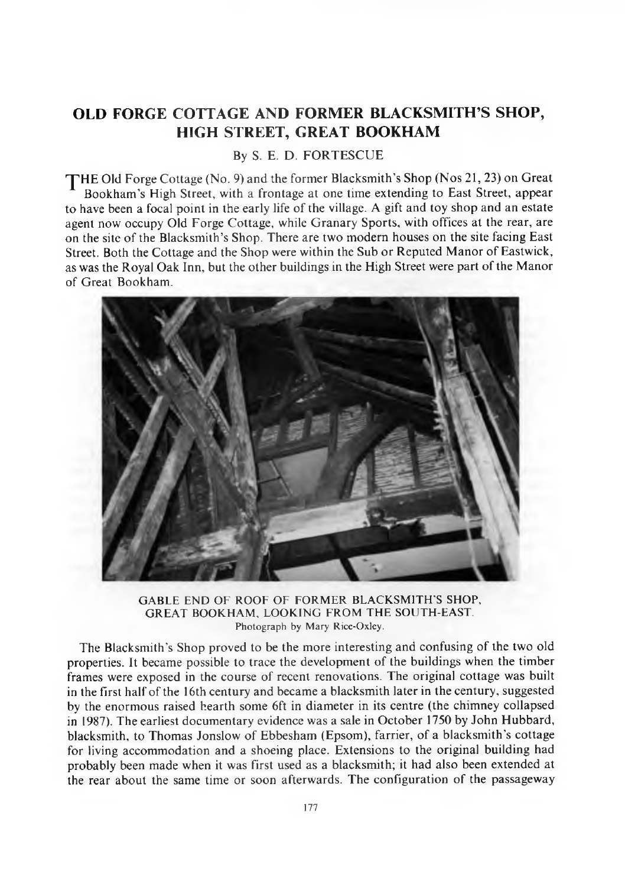# OLD FORGE COTTAGE AND FORMER BLACKSMITH'S SHOP, HIGH STREET, GREAT BOOKHAM

By S. E. D. FORTESCUE

THE Old Forge Cottage (No. 9) and the former Blacksmith's Shop (Nos 21, 23) on Great Bookham's High Street, with a frontage at one time extending to East Street, appear to have been a focal point in the early life of the village. A gift and toy shop and an estate agent now occupy Old Forge Cottage, while Granary Sports, with offices at the rear, are on the site of the Blacksmith's Shop. There are two modern houses on the site facing East Street. Both the Cottage and the Shop were within the Sub or Reputed Manor of Eastwick, as was the Royal Oak Inn, but the other buildings in the High Street were part of the Manor of Great Bookham.

GABLE END OF ROOF OF FORMER BLACKSMITH'S SHOP, GREAT BOOKHAM, LOOKING FROM THE SOUTH-EAST.
Photograph by Mary Rice-Oxley.

The Blacksmith's Shop proved to be the more interesting and confusing of the two old properties. It became possible to trace the development of the buildings when the timber frames were exposed in the course of recent renovations. The original cottage was built in the first half of the 16th century and became a blacksmith later in the century, suggested by the enormous raised hearth some 6ft in diameter in its centre (the chimney collapsed in 1987). The earliest documentary evidence was a sale in October 1750 by John Hubbard, blacksmith, to Thomas Jonslow of Ebbesham (Epsom), farrier, of a blacksmith's cottage for living accommodation and a shoeing place. Extensions to the original building had probably been made when it was first used as a blacksmith; it had also been extended at the rear about the same time or soon afterwards. The configuration of the passageway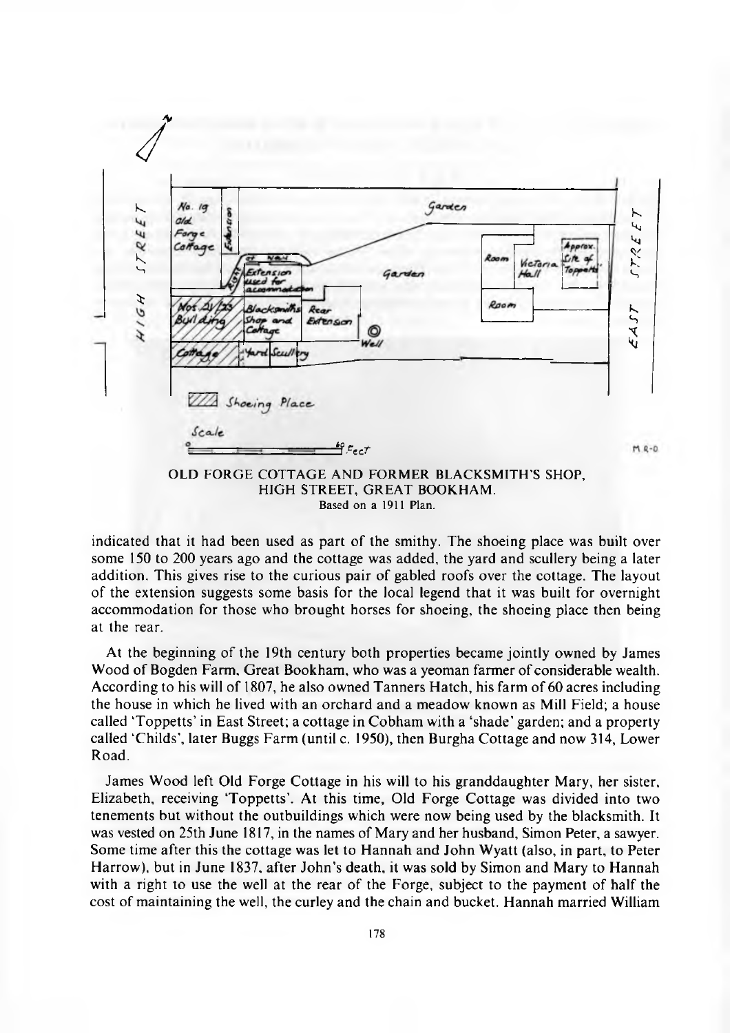OLD FORGE COTTAGE AND FORMER BLACKSMITH'S SHOP, HIGH STREET, GREAT BOOKHAM.
Based on a 1911 Plan.

indicated that it had been used as part of the smithy. The shoeing place was built over some 150 to 200 years ago and the cottage was added, the yard and scullery being a later addition. This gives rise to the curious pair of gabled roofs over the cottage. The layout of the extension suggests some basis for the local legend that it was built for overnight accommodation for those who brought horses for shoeing, the shoeing place then being at the rear.

At the beginning of the 19th century both properties became jointly owned by James Wood of Bogden Farm, Great Bookham, who was a yeoman farmer of considerable wealth. According to his will of 1807, he also owned Tanners Hatch, his farm of 60 acres including the house in which he lived with an orchard and a meadow known as Mill Field; a house called 'Toppetts' in East Street; a cottage in Cobham with a 'shade' garden; and a property called 'Childs', later Buggs Farm (until c. 1950), then Burgha Cottage and now 314, Lower Road.

James Wood left Old Forge Cottage in his will to his granddaughter Mary, her sister, Elizabeth, receiving 'Toppetts'. At this time, Old Forge Cottage was divided into two tenements but without the outbuildings which were now being used by the blacksmith. It was vested on 25th June 1817, in the names of Mary and her husband, Simon Peter, a sawyer. Some time after this the cottage was let to Hannah and John Wyatt (also, in part, to Peter Harrow), but in June 1837, after John's death, it was sold by Simon and Mary to Hannah with a right to use the well at the rear of the Forge, subject to the payment of half the cost of maintaining the well, the curley and the chain and bucket. Hannah married William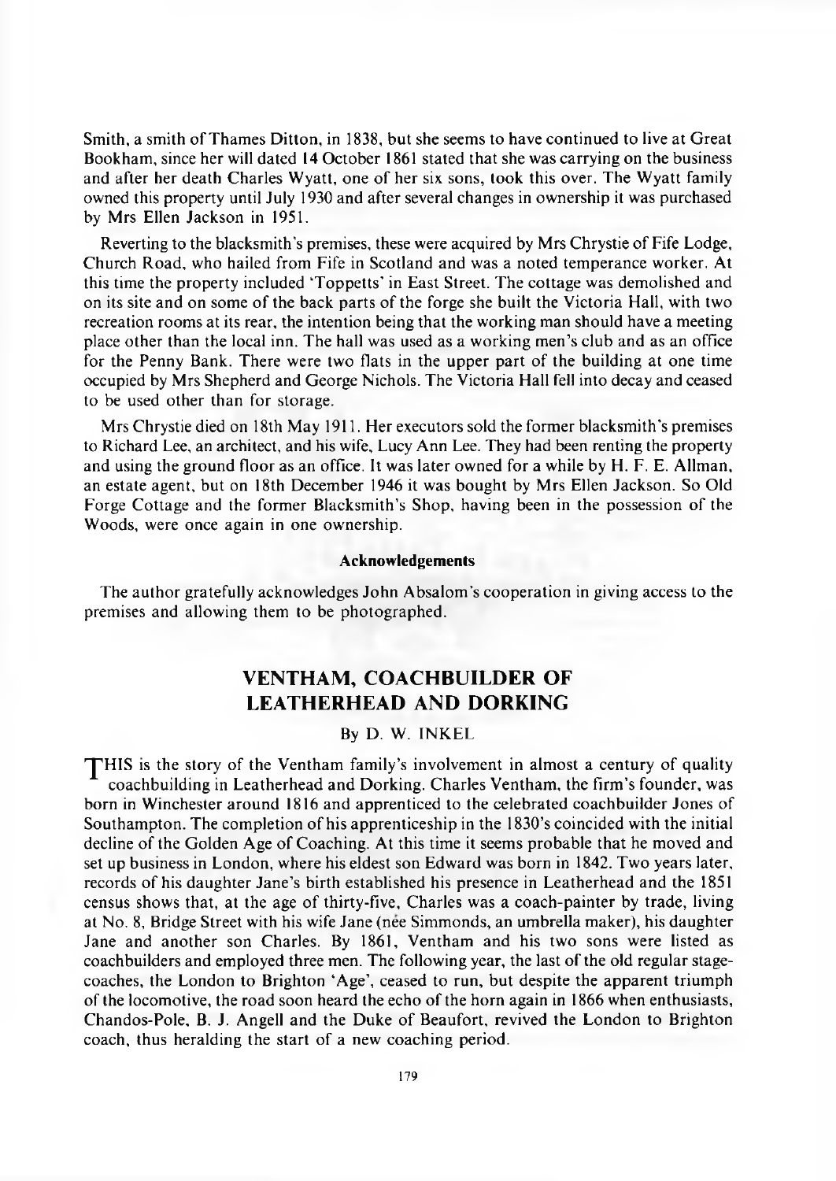Smith, a smith of Thames Ditton, in 1838, but she seems to have continued to live at Great Bookham, since her will dated 14 October 1861 stated that she was carrying on the business and after her death Charles Wyatt, one of her six sons, took this over. The Wyatt family owned this property until July 1930 and after several changes in ownership it was purchased by Mrs Ellen Jackson in 1951.

Reverting to the blacksmith's premises, these were acquired by Mrs Chrystie of Fife Lodge, Church Road, who hailed from Fife in Scotland and was a noted temperance worker. At this time the property included 'Toppetts' in East Street. The cottage was demolished and on its site and on some of the back parts of the forge she built the Victoria Hall, with two recreation rooms at its rear, the intention being that the working man should have a meeting place other than the local inn. The hall was used as a working men's club and as an office for the Penny Bank. There were two flats in the upper part of the building at one time occupied by Mrs Shepherd and George Nichols. The Victoria Hall fell into decay and ceased to be used other than for storage.

Mrs Chrystie died on 18th May 1911. Her executors sold the former blacksmith's premises to Richard Lee, an architect, and his wife, Lucy Ann Lee. They had been renting the property and using the ground floor as an office. It was later owned for a while by H. F. E. Allman, an estate agent, but on 18th December 1946 it was bought by Mrs Ellen Jackson. So Old Forge Cottage and the former Blacksmith's Shop, having been in the possession of the Woods, were once again in one ownership.

#### Acknowledgements

The author gratefully acknowledges John Absalom's cooperation in giving access to the premises and allowing them to be photographed.

## VENTHAM, COACHBUILDER OF LEATHERHEAD AND DORKING

By D. W. INKEL

THIS is the story of the Ventham family's involvement in almost a century of quality coachbuilding in Leatherhead and Dorking. Charles Ventham, the firm's founder, was born in Winchester around 1816 and apprenticed to the celebrated coachbuilder Jones of Southampton. The completion of his apprenticeship in the 1830's coincided with the initial decline of the Golden Age of Coaching. At this time it seems probable that he moved and set up business in London, where his eldest son Edward was born in 1842. Two years later, records of his daughter Jane's birth established his presence in Leatherhead and the 1851 census shows that, at the age of thirty-five, Charles was a coach-painter by trade, living at No. 8, Bridge Street with his wife Jane (née Simmonds, an umbrella maker), his daughter Jane and another son Charles. By 1861, Ventham and his two sons were listed as coachbuilders and employed three men. The following year, the last of the old regular stage-coaches, the London to Brighton 'Age', ceased to run, but despite the apparent triumph of the locomotive, the road soon heard the echo of the horn again in 1866 when enthusiasts, Chandos-Pole, B. J. Angell and the Duke of Beaufort, revived the London to Brighton coach, thus heralding the start of a new coaching period.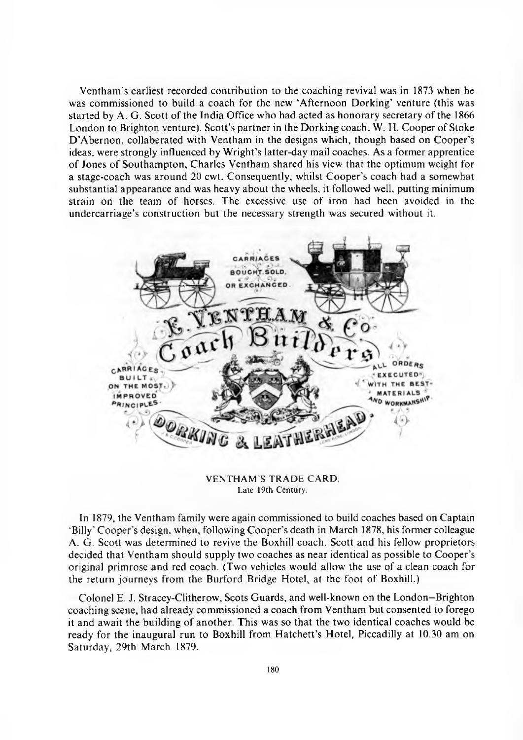Ventham's earliest recorded contribution to the coaching revival was in 1873 when he was commissioned to build a coach for the new 'Afternoon Dorking' venture (this was started by A. G. Scott of the India Office who had acted as honorary secretary of the 1866 London to Brighton venture). Scott's partner in the Dorking coach, W. H. Cooper of Stoke D'Abernon, collaborated with Ventham in the designs which, though based on Cooper's ideas, were strongly influenced by Wright's latter-day mail coaches. As a former apprentice of Jones of Southampton, Charles Ventham shared his view that the optimum weight for a stage-coach was around 20 cwt. Consequently, whilst Cooper's coach had a somewhat substantial appearance and was heavy about the wheels, it followed well, putting minimum strain on the team of horses. The excessive use of iron had been avoided in the undercarriage's construction but the necessary strength was secured without it.

CARRIAGES BOUGHT, SOLD, OR EXCHANGED.

E. VENTHAM & Co. Coach Builders

CARRIAGES BUILT ON THE MOST IMPROVED PRINCIPLES

ALL ORDERS EXECUTED WITH THE BEST MATERIALS AND WORKMANSHIP

DORKING & LEATHERHEAD

VENTHAM'S TRADE CARD.
Late 19th Century.

In 1879, the Ventham family were again commissioned to build coaches based on Captain 'Billy' Cooper's design, when, following Cooper's death in March 1878, his former colleague A. G. Scott was determined to revive the Boxhill coach. Scott and his fellow proprietors decided that Ventham should supply two coaches as near identical as possible to Cooper's original primrose and red coach. (Two vehicles would allow the use of a clean coach for the return journeys from the Burford Bridge Hotel, at the foot of Boxhill.)

Colonel E. J. Stracey-Clitherow, Scots Guards, and well-known on the London–Brighton coaching scene, had already commissioned a coach from Ventham but consented to forego it and await the building of another. This was so that the two identical coaches would be ready for the inaugural run to Boxhill from Hatchett's Hotel, Piccadilly at 10.30 am on Saturday, 29th March 1879.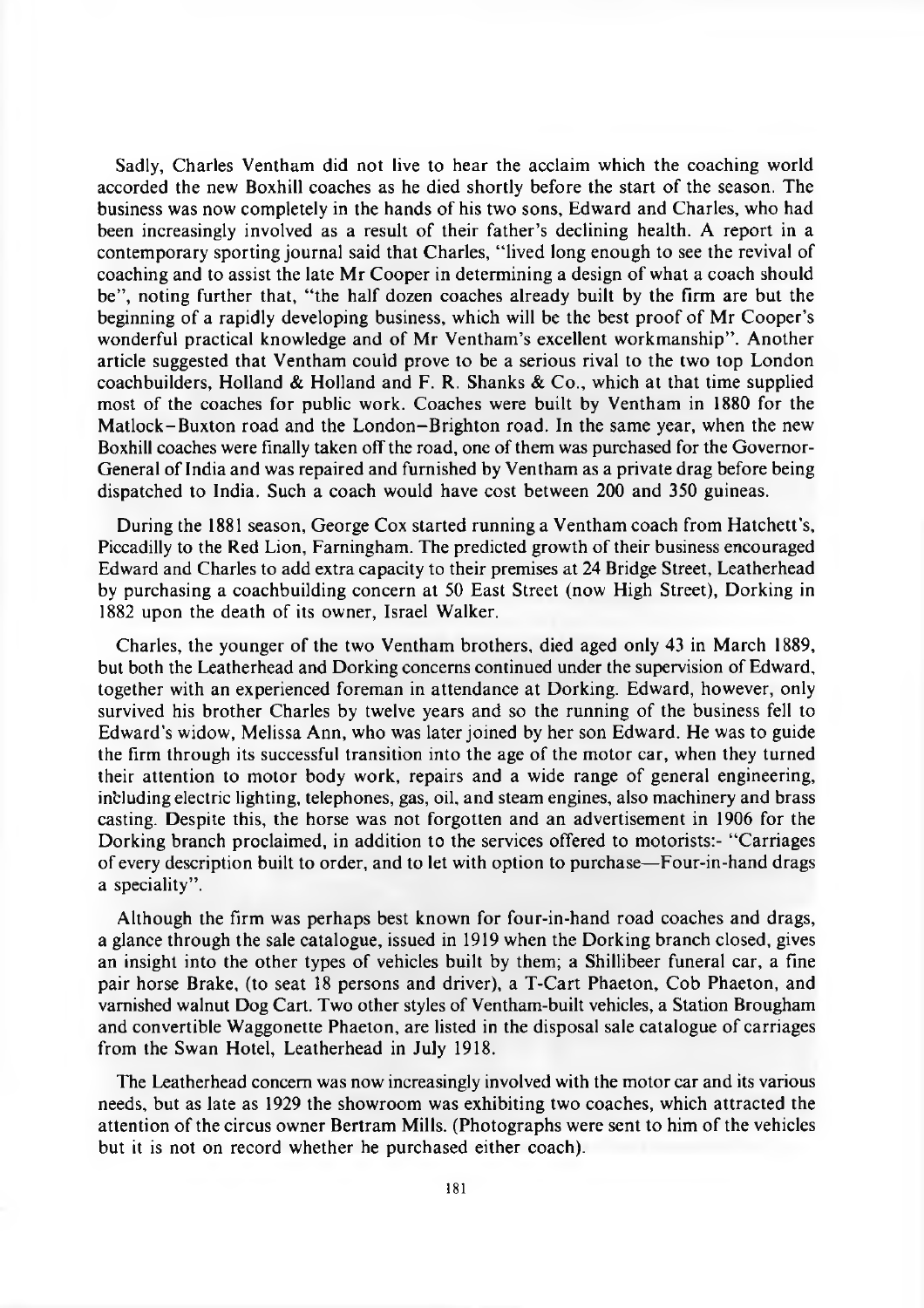Sadly, Charles Ventham did not live to hear the acclaim which the coaching world accorded the new Boxhill coaches as he died shortly before the start of the season. The business was now completely in the hands of his two sons, Edward and Charles, who had been increasingly involved as a result of their father's declining health. A report in a contemporary sporting journal said that Charles, "lived long enough to see the revival of coaching and to assist the late Mr Cooper in determining a design of what a coach should be", noting further that, "the half dozen coaches already built by the firm are but the beginning of a rapidly developing business, which will be the best proof of Mr Cooper's wonderful practical knowledge and of Mr Ventham's excellent workmanship". Another article suggested that Ventham could prove to be a serious rival to the two top London coachbuilders, Holland & Holland and F. R. Shanks & Co., which at that time supplied most of the coaches for public work. Coaches were built by Ventham in 1880 for the Matlock–Buxton road and the London–Brighton road. In the same year, when the new Boxhill coaches were finally taken off the road, one of them was purchased for the Governor-General of India and was repaired and furnished by Ventham as a private drag before being dispatched to India. Such a coach would have cost between 200 and 350 guineas.

During the 1881 season, George Cox started running a Ventham coach from Hatchett's, Piccadilly to the Red Lion, Farningham. The predicted growth of their business encouraged Edward and Charles to add extra capacity to their premises at 24 Bridge Street, Leatherhead by purchasing a coachbuilding concern at 50 East Street (now High Street), Dorking in 1882 upon the death of its owner, Israel Walker.

Charles, the younger of the two Ventham brothers, died aged only 43 in March 1889, but both the Leatherhead and Dorking concerns continued under the supervision of Edward, together with an experienced foreman in attendance at Dorking. Edward, however, only survived his brother Charles by twelve years and so the running of the business fell to Edward's widow, Melissa Ann, who was later joined by her son Edward. He was to guide the firm through its successful transition into the age of the motor car, when they turned their attention to motor body work, repairs and a wide range of general engineering, including electric lighting, telephones, gas, oil, and steam engines, also machinery and brass casting. Despite this, the horse was not forgotten and an advertisement in 1906 for the Dorking branch proclaimed, in addition to the services offered to motorists:- "Carriages of every description built to order, and to let with option to purchase—Four-in-hand drags a speciality".

Although the firm was perhaps best known for four-in-hand road coaches and drags, a glance through the sale catalogue, issued in 1919 when the Dorking branch closed, gives an insight into the other types of vehicles built by them; a Shillibeer funeral car, a fine pair horse Brake, (to seat 18 persons and driver), a T-Cart Phaeton, Cob Phaeton, and varnished walnut Dog Cart. Two other styles of Ventham-built vehicles, a Station Brougham and convertible Waggonette Phaeton, are listed in the disposal sale catalogue of carriages from the Swan Hotel, Leatherhead in July 1918.

The Leatherhead concern was now increasingly involved with the motor car and its various needs, but as late as 1929 the showroom was exhibiting two coaches, which attracted the attention of the circus owner Bertram Mills. (Photographs were sent to him of the vehicles but it is not on record whether he purchased either coach).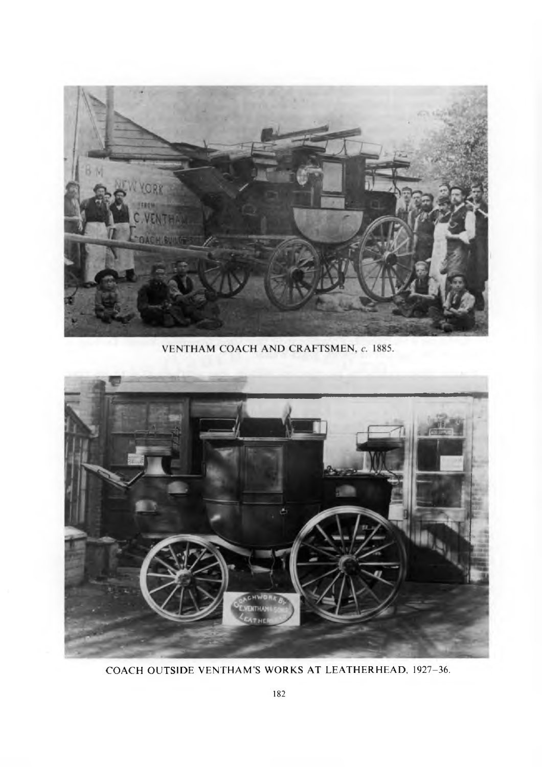VENTHAM COACH AND CRAFTSMEN, *c.* 1885.

COACH OUTSIDE VENTHAM'S WORKS AT LEATHERHEAD, 1927–36.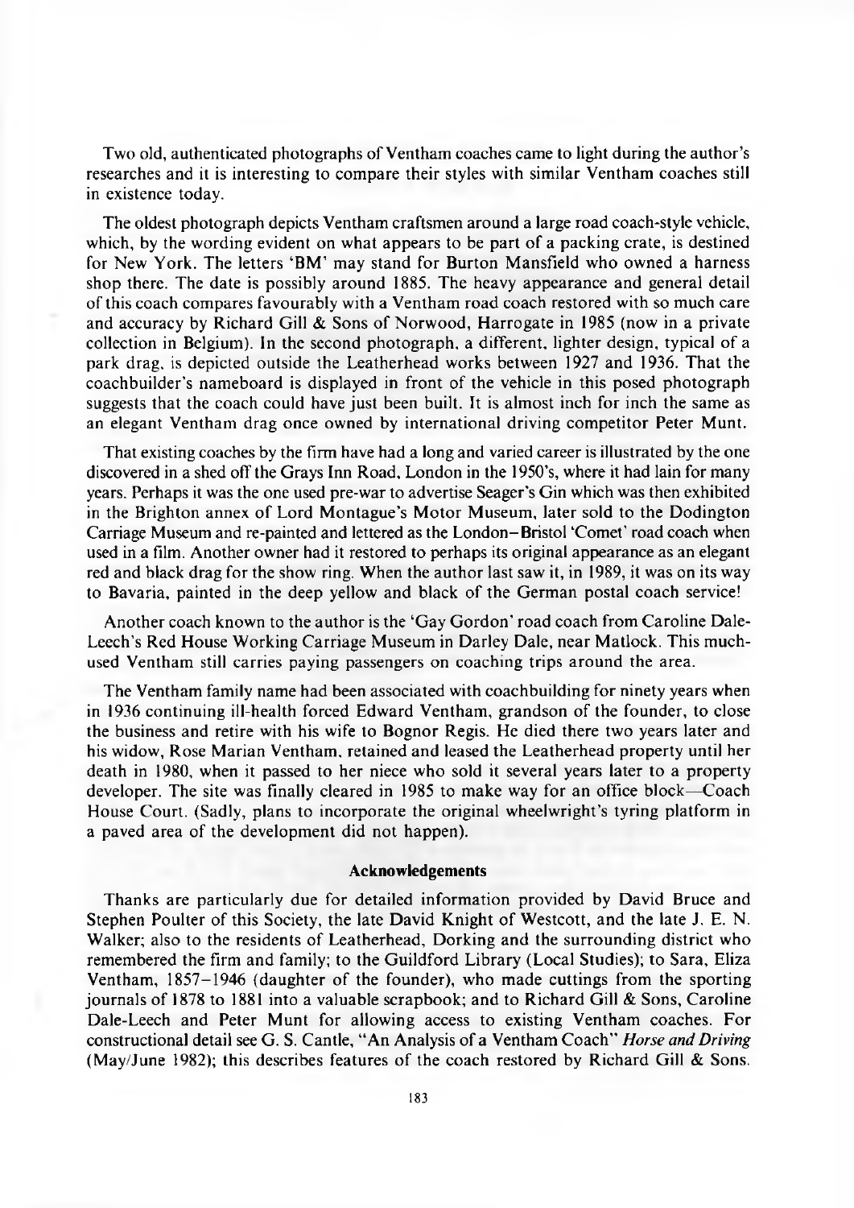Two old, authenticated photographs of Ventham coaches came to light during the author's researches and it is interesting to compare their styles with similar Ventham coaches still in existence today.

The oldest photograph depicts Ventham craftsmen around a large road coach-style vehicle, which, by the wording evident on what appears to be part of a packing crate, is destined for New York. The letters 'BM' may stand for Burton Mansfield who owned a harness shop there. The date is possibly around 1885. The heavy appearance and general detail of this coach compares favourably with a Ventham road coach restored with so much care and accuracy by Richard Gill & Sons of Norwood, Harrogate in 1985 (now in a private collection in Belgium). In the second photograph, a different, lighter design, typical of a park drag, is depicted outside the Leatherhead works between 1927 and 1936. That the coachbuilder's nameboard is displayed in front of the vehicle in this posed photograph suggests that the coach could have just been built. It is almost inch for inch the same as an elegant Ventham drag once owned by international driving competitor Peter Munt.

That existing coaches by the firm have had a long and varied career is illustrated by the one discovered in a shed off the Grays Inn Road, London in the 1950's, where it had lain for many years. Perhaps it was the one used pre-war to advertise Seager's Gin which was then exhibited in the Brighton annex of Lord Montague's Motor Museum, later sold to the Dodington Carriage Museum and re-painted and lettered as the London–Bristol 'Comet' road coach when used in a film. Another owner had it restored to perhaps its original appearance as an elegant red and black drag for the show ring. When the author last saw it, in 1989, it was on its way to Bavaria, painted in the deep yellow and black of the German postal coach service!

Another coach known to the author is the 'Gay Gordon' road coach from Caroline Dale-Leech's Red House Working Carriage Museum in Darley Dale, near Matlock. This much-used Ventham still carries paying passengers on coaching trips around the area.

The Ventham family name had been associated with coachbuilding for ninety years when in 1936 continuing ill-health forced Edward Ventham, grandson of the founder, to close the business and retire with his wife to Bognor Regis. He died there two years later and his widow, Rose Marian Ventham, retained and leased the Leatherhead property until her death in 1980, when it passed to her niece who sold it several years later to a property developer. The site was finally cleared in 1985 to make way for an office block—Coach House Court. (Sadly, plans to incorporate the original wheelwright's tyring platform in a paved area of the development did not happen).

#### Acknowledgements

Thanks are particularly due for detailed information provided by David Bruce and Stephen Poulter of this Society, the late David Knight of Westcott, and the late J. E. N. Walker; also to the residents of Leatherhead, Dorking and the surrounding district who remembered the firm and family; to the Guildford Library (Local Studies); to Sara, Eliza Ventham, 1857–1946 (daughter of the founder), who made cuttings from the sporting journals of 1878 to 1881 into a valuable scrapbook; and to Richard Gill & Sons, Caroline Dale-Leech and Peter Munt for allowing access to existing Ventham coaches. For constructional detail see G. S. Cantle, "An Analysis of a Ventham Coach" *Horse and Driving* (May/June 1982); this describes features of the coach restored by Richard Gill & Sons.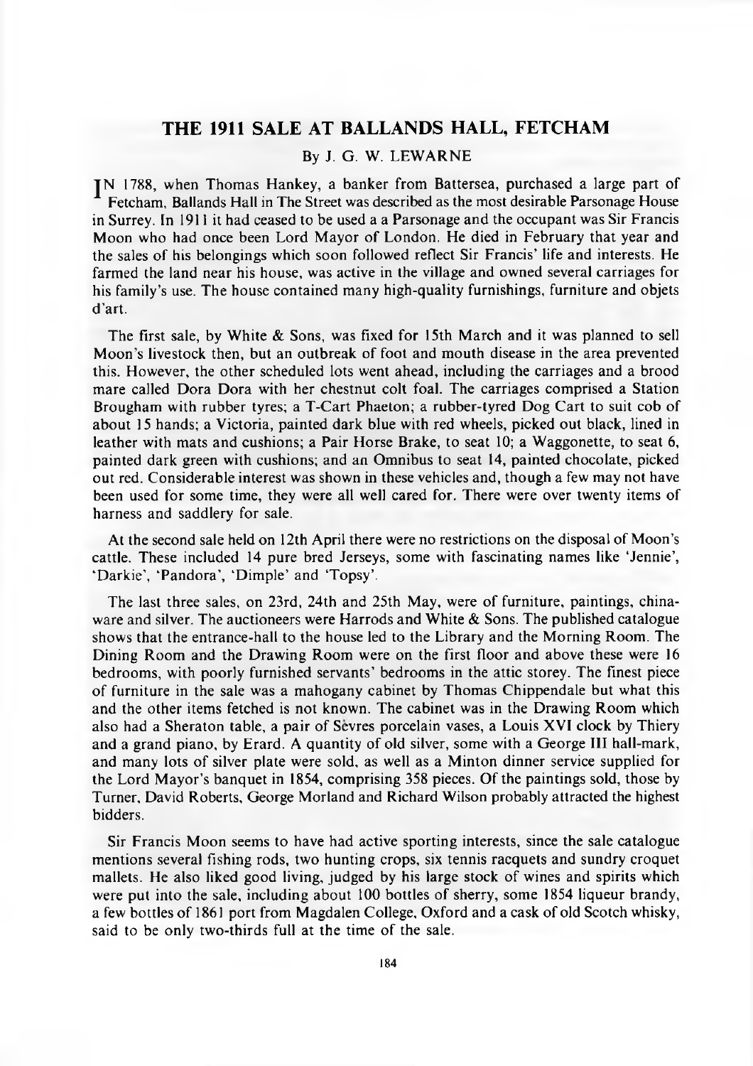# THE 1911 SALE AT BALLANDS HALL, FETCHAM

By J. G. W. LEWARNE

IN 1788, when Thomas Hankey, a banker from Battersea, purchased a large part of Fetcham, Ballands Hall in The Street was described as the most desirable Parsonage House in Surrey. In 1911 it had ceased to be used a a Parsonage and the occupant was Sir Francis Moon who had once been Lord Mayor of London. He died in February that year and the sales of his belongings which soon followed reflect Sir Francis' life and interests. He farmed the land near his house, was active in the village and owned several carriages for his family's use. The house contained many high-quality furnishings, furniture and objets d'art.

The first sale, by White & Sons, was fixed for 15th March and it was planned to sell Moon's livestock then, but an outbreak of foot and mouth disease in the area prevented this. However, the other scheduled lots went ahead, including the carriages and a brood mare called Dora Dora with her chestnut colt foal. The carriages comprised a Station Brougham with rubber tyres; a T-Cart Phaeton; a rubber-tyred Dog Cart to suit cob of about 15 hands; a Victoria, painted dark blue with red wheels, picked out black, lined in leather with mats and cushions; a Pair Horse Brake, to seat 10; a Waggonette, to seat 6, painted dark green with cushions; and an Omnibus to seat 14, painted chocolate, picked out red. Considerable interest was shown in these vehicles and, though a few may not have been used for some time, they were all well cared for. There were over twenty items of harness and saddlery for sale.

At the second sale held on 12th April there were no restrictions on the disposal of Moon's cattle. These included 14 pure bred Jerseys, some with fascinating names like 'Jennie', 'Darkie', 'Pandora', 'Dimple' and 'Topsy'.

The last three sales, on 23rd, 24th and 25th May, were of furniture, paintings, china-ware and silver. The auctioneers were Harrods and White & Sons. The published catalogue shows that the entrance-hall to the house led to the Library and the Morning Room. The Dining Room and the Drawing Room were on the first floor and above these were 16 bedrooms, with poorly furnished servants' bedrooms in the attic storey. The finest piece of furniture in the sale was a mahogany cabinet by Thomas Chippendale but what this and the other items fetched is not known. The cabinet was in the Drawing Room which also had a Sheraton table, a pair of Sèvres porcelain vases, a Louis XVI clock by Thiery and a grand piano, by Erard. A quantity of old silver, some with a George III hall-mark, and many lots of silver plate were sold, as well as a Minton dinner service supplied for the Lord Mayor's banquet in 1854, comprising 358 pieces. Of the paintings sold, those by Turner, David Roberts, George Morland and Richard Wilson probably attracted the highest bidders.

Sir Francis Moon seems to have had active sporting interests, since the sale catalogue mentions several fishing rods, two hunting crops, six tennis racquets and sundry croquet mallets. He also liked good living, judged by his large stock of wines and spirits which were put into the sale, including about 100 bottles of sherry, some 1854 liqueur brandy, a few bottles of 1861 port from Magdalen College, Oxford and a cask of old Scotch whisky, said to be only two-thirds full at the time of the sale.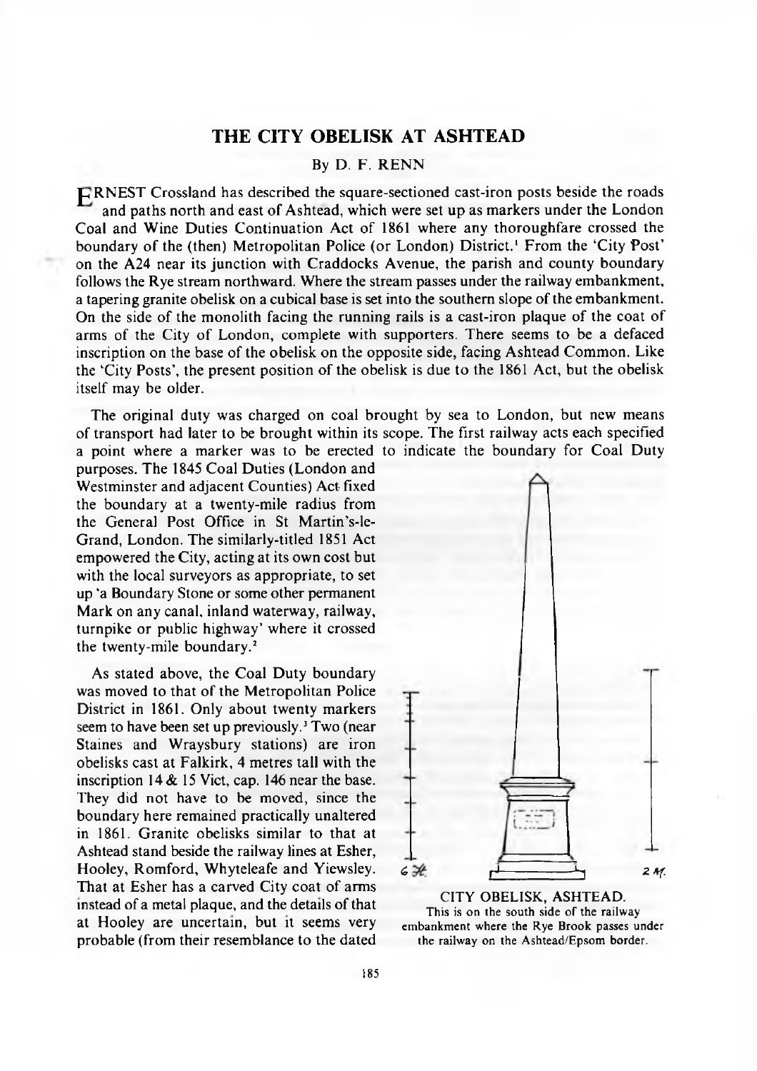# THE CITY OBELISK AT ASHTEAD

By D. F. RENN

ERNEST Crossland has described the square-sectioned cast-iron posts beside the roads and paths north and east of Ashtead, which were set up as markers under the London Coal and Wine Duties Continuation Act of 1861 where any thoroughfare crossed the boundary of the (then) Metropolitan Police (or London) District.[1] From the 'City Post' on the A24 near its junction with Craddocks Avenue, the parish and county boundary follows the Rye stream northward. Where the stream passes under the railway embankment, a tapering granite obelisk on a cubical base is set into the southern slope of the embankment. On the side of the monolith facing the running rails is a cast-iron plaque of the coat of arms of the City of London, complete with supporters. There seems to be a defaced inscription on the base of the obelisk on the opposite side, facing Ashtead Common. Like the 'City Posts', the present position of the obelisk is due to the 1861 Act, but the obelisk itself may be older.

The original duty was charged on coal brought by sea to London, but new means of transport had later to be brought within its scope. The first railway acts each specified a point where a marker was to be erected to indicate the boundary for Coal Duty purposes. The 1845 Coal Duties (London and Westminster and adjacent Counties) Act fixed the boundary at a twenty-mile radius from the General Post Office in St Martin's-le-Grand, London. The similarly-titled 1851 Act empowered the City, acting at its own cost but with the local surveyors as appropriate, to set up 'a Boundary Stone or some other permanent Mark on any canal, inland waterway, railway, turnpike or public highway' where it crossed the twenty-mile boundary.[2]

As stated above, the Coal Duty boundary was moved to that of the Metropolitan Police District in 1861. Only about twenty markers seem to have been set up previously.[3] Two (near Staines and Wraysbury stations) are iron obelisks cast at Falkirk, 4 metres tall with the inscription 14 & 15 Vict, cap. 146 near the base. They did not have to be moved, since the boundary here remained practically unaltered in 1861. Granite obelisks similar to that at Ashtead stand beside the railway lines at Esher, Hooley, Romford, Whyteleafe and Yiewsley. That at Esher has a carved City coat of arms instead of a metal plaque, and the details of that at Hooley are uncertain, but it seems very probable (from their resemblance to the dated

CITY OBELISK, ASHTEAD.
This is on the south side of the railway embankment where the Rye Brook passes under the railway on the Ashtead/Epsom border.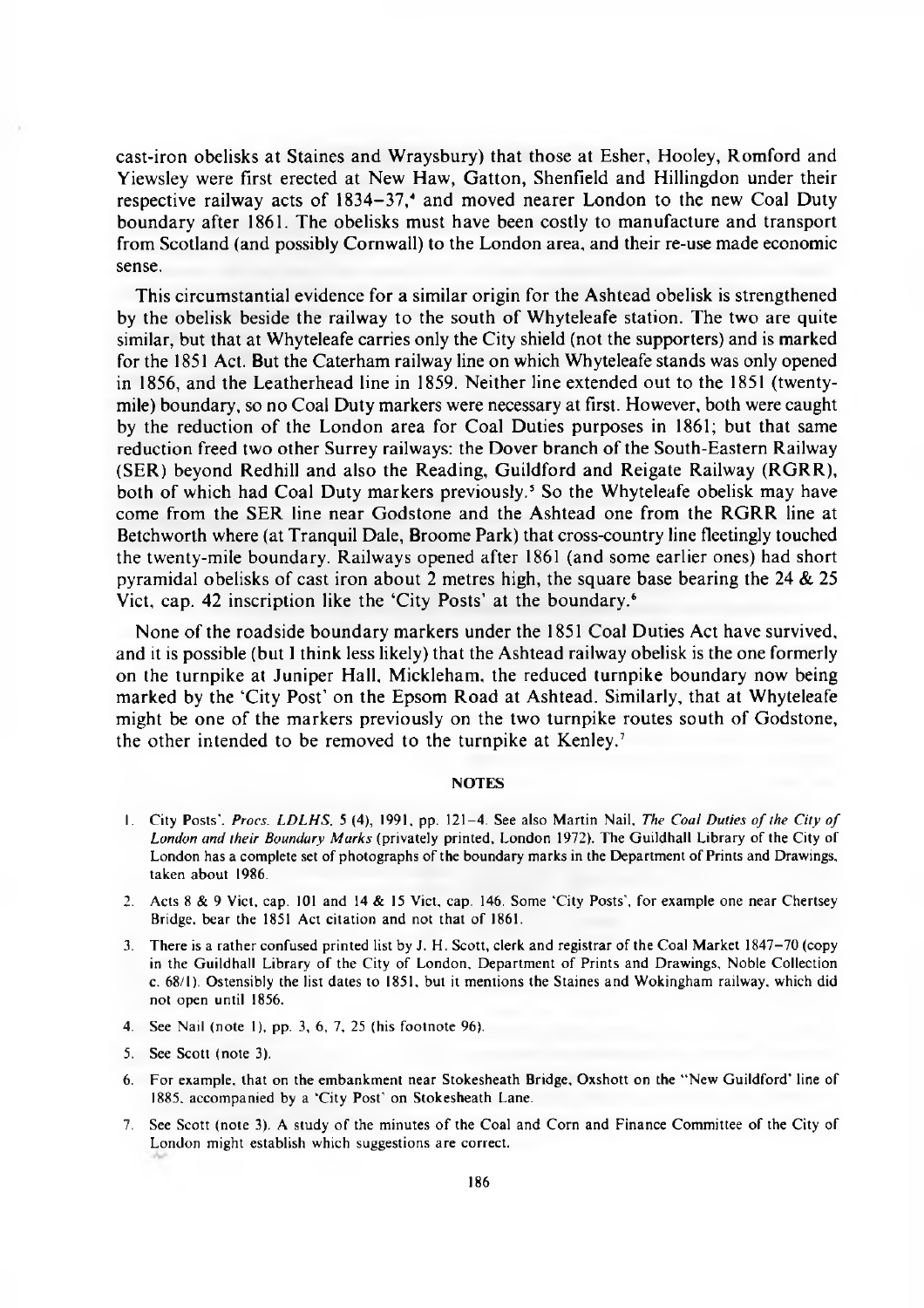cast-iron obelisks at Staines and Wraysbury) that those at Esher, Hooley, Romford and Yiewsley were first erected at New Haw, Gatton, Shenfield and Hillingdon under their respective railway acts of 1834–37,[4] and moved nearer London to the new Coal Duty boundary after 1861. The obelisks must have been costly to manufacture and transport from Scotland (and possibly Cornwall) to the London area, and their re-use made economic sense.

This circumstantial evidence for a similar origin for the Ashtead obelisk is strengthened by the obelisk beside the railway to the south of Whyteleafe station. The two are quite similar, but that at Whyteleafe carries only the City shield (not the supporters) and is marked for the 1851 Act. But the Caterham railway line on which Whyteleafe stands was only opened in 1856, and the Leatherhead line in 1859. Neither line extended out to the 1851 (twenty-mile) boundary, so no Coal Duty markers were necessary at first. However, both were caught by the reduction of the London area for Coal Duties purposes in 1861; but that same reduction freed two other Surrey railways: the Dover branch of the South-Eastern Railway (SER) beyond Redhill and also the Reading, Guildford and Reigate Railway (RGRR), both of which had Coal Duty markers previously.[5] So the Whyteleafe obelisk may have come from the SER line near Godstone and the Ashtead one from the RGRR line at Betchworth where (at Tranquil Dale, Broome Park) that cross-country line fleetingly touched the twenty-mile boundary. Railways opened after 1861 (and some earlier ones) had short pyramidal obelisks of cast iron about 2 metres high, the square base bearing the 24 & 25 Vict. cap. 42 inscription like the 'City Posts' at the boundary.[6]

None of the roadside boundary markers under the 1851 Coal Duties Act have survived, and it is possible (but I think less likely) that the Ashtead railway obelisk is the one formerly on the turnpike at Juniper Hall, Mickleham, the reduced turnpike boundary now being marked by the 'City Post' on the Epsom Road at Ashtead. Similarly, that at Whyteleafe might be one of the markers previously on the two turnpike routes south of Godstone, the other intended to be removed to the turnpike at Kenley.[7]

## NOTES

1. City Posts'. *Procs. LDLHS*. 5 (4), 1991, pp. 121–4. See also Martin Nail, *The Coal Duties of the City of London and their Boundary Marks* (privately printed, London 1972). The Guildhall Library of the City of London has a complete set of photographs of the boundary marks in the Department of Prints and Drawings, taken about 1986.
2. Acts 8 & 9 Vict. cap. 101 and 14 & 15 Vict. cap. 146. Some 'City Posts', for example one near Chertsey Bridge, bear the 1851 Act citation and not that of 1861.
3. There is a rather confused printed list by J. H. Scott, clerk and registrar of the Coal Market 1847–70 (copy in the Guildhall Library of the City of London, Department of Prints and Drawings, Noble Collection c. 68/1). Ostensibly the list dates to 1851, but it mentions the Staines and Wokingham railway, which did not open until 1856.
4. See Nail (note 1), pp. 3, 6, 7, 25 (his footnote 96).
5. See Scott (note 3).
6. For example, that on the embankment near Stokesheath Bridge, Oxshott on the "New Guildford' line of 1885, accompanied by a 'City Post' on Stokesheath Lane.
7. See Scott (note 3). A study of the minutes of the Coal and Corn and Finance Committee of the City of London might establish which suggestions are correct.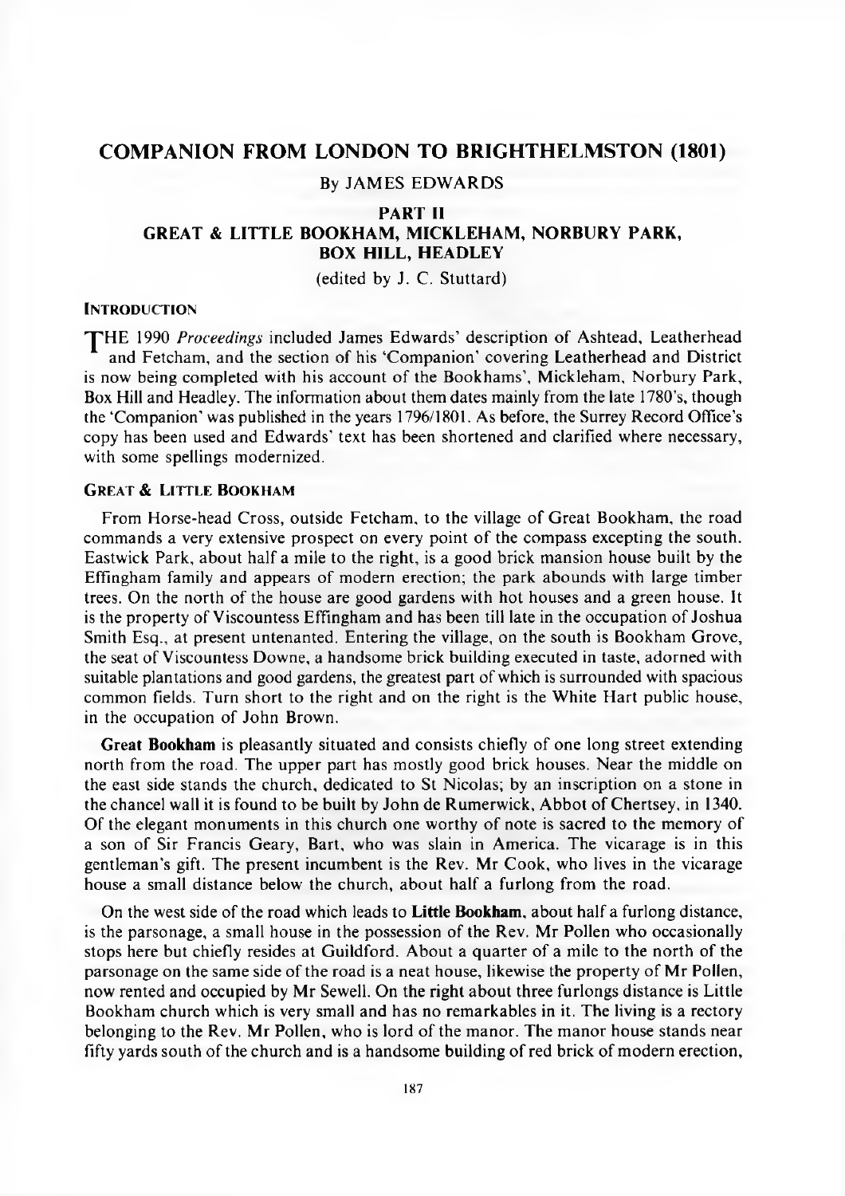# COMPANION FROM LONDON TO BRIGHTHELMSTON (1801)

By JAMES EDWARDS

## PART II
## GREAT & LITTLE BOOKHAM, MICKLEHAM, NORBURY PARK, BOX HILL, HEADLEY

(edited by J. C. Stuttard)

### INTRODUCTION

THE 1990 *Proceedings* included James Edwards' description of Ashtead, Leatherhead and Fetcham, and the section of his 'Companion' covering Leatherhead and District is now being completed with his account of the Bookhams', Mickleham, Norbury Park, Box Hill and Headley. The information about them dates mainly from the late 1780's, though the 'Companion' was published in the years 1796/1801. As before, the Surrey Record Office's copy has been used and Edwards' text has been shortened and clarified where necessary, with some spellings modernized.

### GREAT & LITTLE BOOKHAM

From Horse-head Cross, outside Fetcham, to the village of Great Bookham, the road commands a very extensive prospect on every point of the compass excepting the south. Eastwick Park, about half a mile to the right, is a good brick mansion house built by the Effingham family and appears of modern erection; the park abounds with large timber trees. On the north of the house are good gardens with hot houses and a green house. It is the property of Viscountess Effingham and has been till late in the occupation of Joshua Smith Esq., at present untenanted. Entering the village, on the south is Bookham Grove, the seat of Viscountess Downe, a handsome brick building executed in taste, adorned with suitable plantations and good gardens, the greatest part of which is surrounded with spacious common fields. Turn short to the right and on the right is the White Hart public house, in the occupation of John Brown.

**Great Bookham** is pleasantly situated and consists chiefly of one long street extending north from the road. The upper part has mostly good brick houses. Near the middle on the east side stands the church, dedicated to St Nicolas; by an inscription on a stone in the chancel wall it is found to be built by John de Rumerwick, Abbot of Chertsey, in 1340. Of the elegant monuments in this church one worthy of note is sacred to the memory of a son of Sir Francis Geary, Bart, who was slain in America. The vicarage is in this gentleman's gift. The present incumbent is the Rev. Mr Cook, who lives in the vicarage house a small distance below the church, about half a furlong from the road.

On the west side of the road which leads to **Little Bookham**, about half a furlong distance, is the parsonage, a small house in the possession of the Rev. Mr Pollen who occasionally stops here but chiefly resides at Guildford. About a quarter of a mile to the north of the parsonage on the same side of the road is a neat house, likewise the property of Mr Pollen, now rented and occupied by Mr Sewell. On the right about three furlongs distance is Little Bookham church which is very small and has no remarkables in it. The living is a rectory belonging to the Rev. Mr Pollen, who is lord of the manor. The manor house stands near fifty yards south of the church and is a handsome building of red brick of modern erection,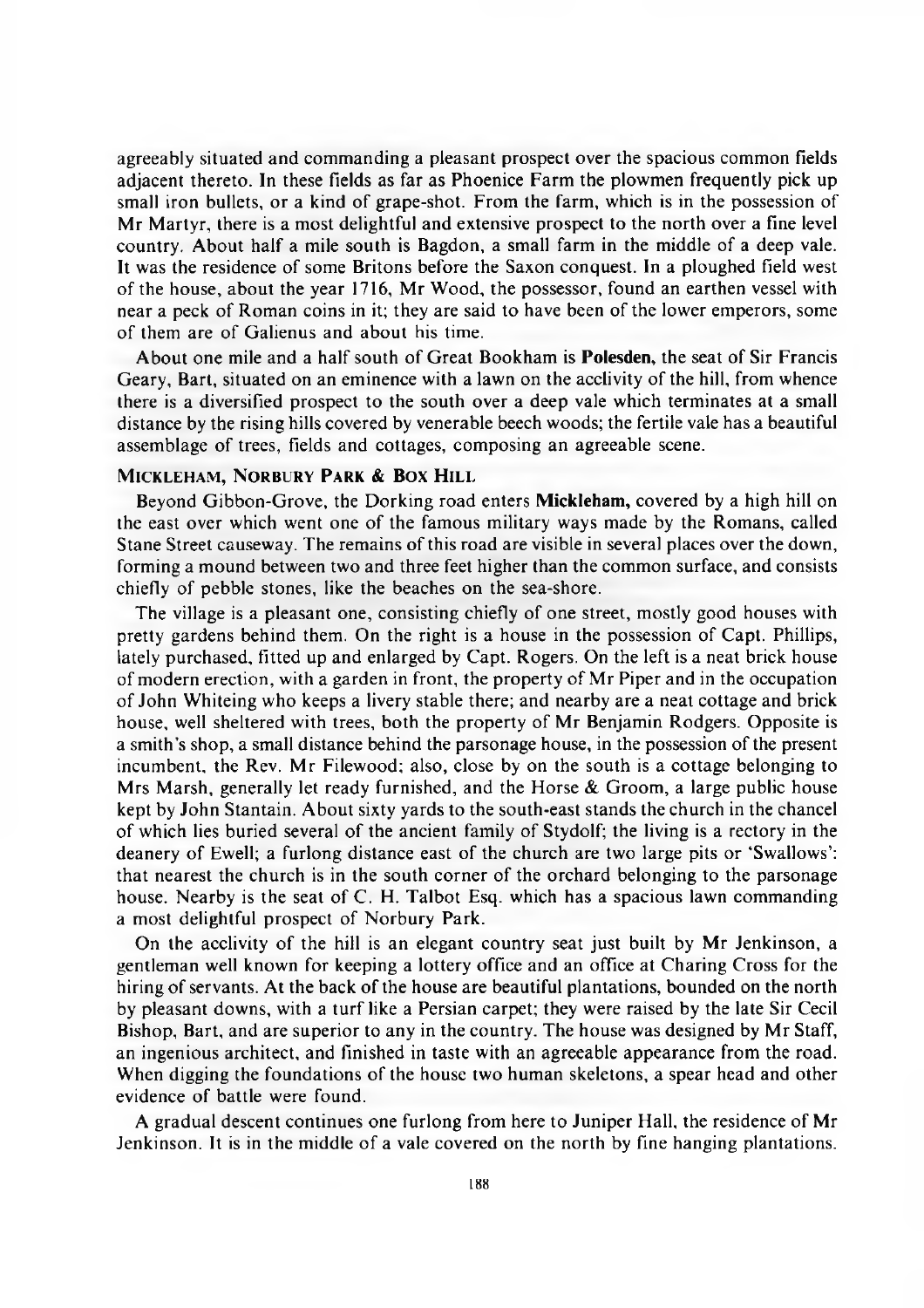agreeably situated and commanding a pleasant prospect over the spacious common fields adjacent thereto. In these fields as far as Phoenice Farm the plowmen frequently pick up small iron bullets, or a kind of grape-shot. From the farm, which is in the possession of Mr Martyr, there is a most delightful and extensive prospect to the north over a fine level country. About half a mile south is Bagdon, a small farm in the middle of a deep vale. It was the residence of some Britons before the Saxon conquest. In a ploughed field west of the house, about the year 1716, Mr Wood, the possessor, found an earthen vessel with near a peck of Roman coins in it; they are said to have been of the lower emperors, some of them are of Galienus and about his time.

About one mile and a half south of Great Bookham is **Polesden,** the seat of Sir Francis Geary, Bart, situated on an eminence with a lawn on the acclivity of the hill, from whence there is a diversified prospect to the south over a deep vale which terminates at a small distance by the rising hills covered by venerable beech woods; the fertile vale has a beautiful assemblage of trees, fields and cottages, composing an agreeable scene.

### MICKLEHAM, NORBURY PARK & BOX HILL

Beyond Gibbon-Grove, the Dorking road enters **Mickleham,** covered by a high hill on the east over which went one of the famous military ways made by the Romans, called Stane Street causeway. The remains of this road are visible in several places over the down, forming a mound between two and three feet higher than the common surface, and consists chiefly of pebble stones, like the beaches on the sea-shore.

The village is a pleasant one, consisting chiefly of one street, mostly good houses with pretty gardens behind them. On the right is a house in the possession of Capt. Phillips, lately purchased, fitted up and enlarged by Capt. Rogers. On the left is a neat brick house of modern erection, with a garden in front, the property of Mr Piper and in the occupation of John Whiteing who keeps a livery stable there; and nearby are a neat cottage and brick house, well sheltered with trees, both the property of Mr Benjamin Rodgers. Opposite is a smith's shop, a small distance behind the parsonage house, in the possession of the present incumbent, the Rev. Mr Filewood; also, close by on the south is a cottage belonging to Mrs Marsh, generally let ready furnished, and the Horse & Groom, a large public house kept by John Stantain. About sixty yards to the south-east stands the church in the chancel of which lies buried several of the ancient family of Stydolf; the living is a rectory in the deanery of Ewell; a furlong distance east of the church are two large pits or 'Swallows': that nearest the church is in the south corner of the orchard belonging to the parsonage house. Nearby is the seat of C. H. Talbot Esq. which has a spacious lawn commanding a most delightful prospect of Norbury Park.

On the acclivity of the hill is an elegant country seat just built by Mr Jenkinson, a gentleman well known for keeping a lottery office and an office at Charing Cross for the hiring of servants. At the back of the house are beautiful plantations, bounded on the north by pleasant downs, with a turf like a Persian carpet; they were raised by the late Sir Cecil Bishop, Bart, and are superior to any in the country. The house was designed by Mr Staff, an ingenious architect, and finished in taste with an agreeable appearance from the road. When digging the foundations of the house two human skeletons, a spear head and other evidence of battle were found.

A gradual descent continues one furlong from here to Juniper Hall, the residence of Mr Jenkinson. It is in the middle of a vale covered on the north by fine hanging plantations.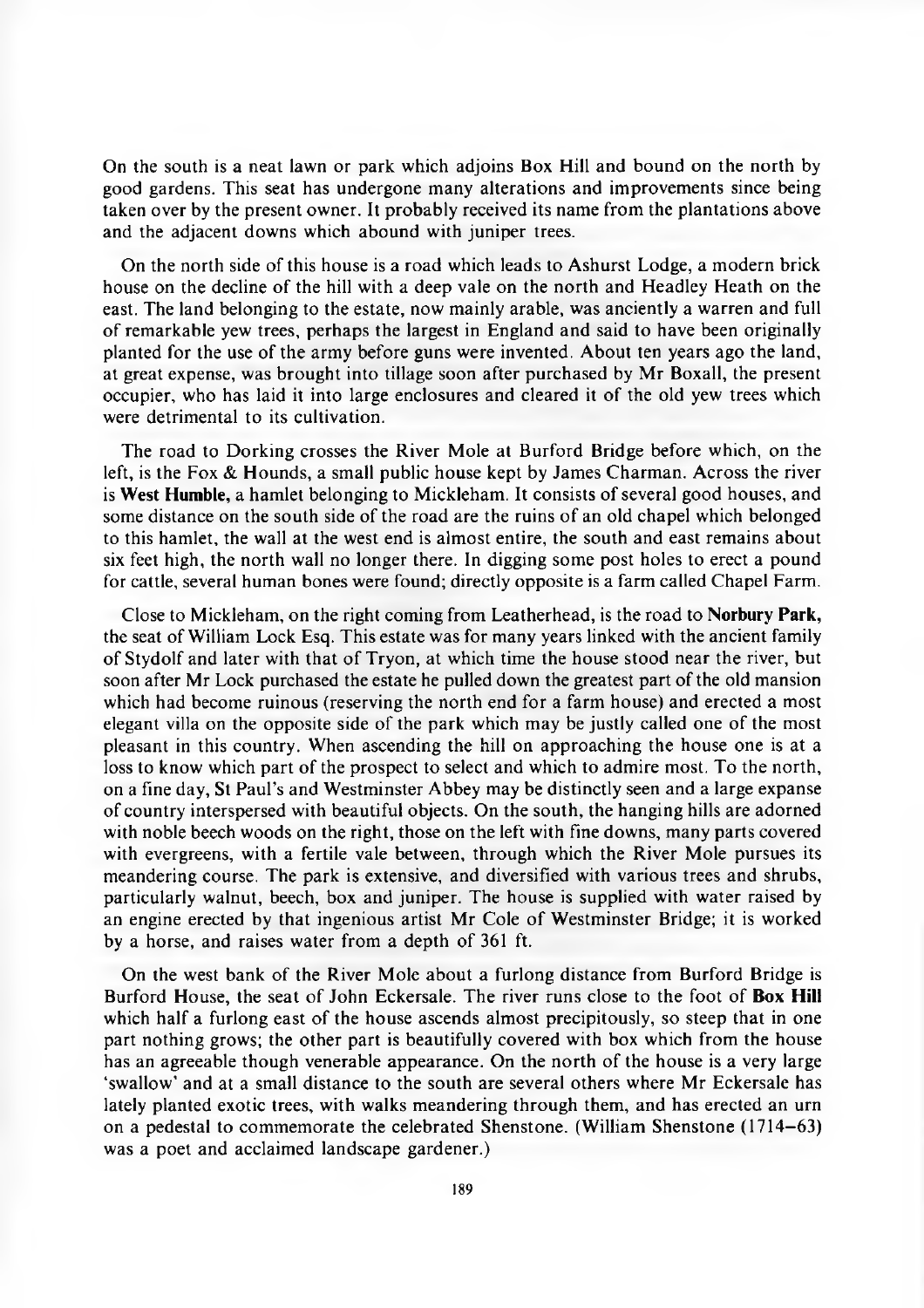On the south is a neat lawn or park which adjoins Box Hill and bound on the north by good gardens. This seat has undergone many alterations and improvements since being taken over by the present owner. It probably received its name from the plantations above and the adjacent downs which abound with juniper trees.

On the north side of this house is a road which leads to Ashurst Lodge, a modern brick house on the decline of the hill with a deep vale on the north and Headley Heath on the east. The land belonging to the estate, now mainly arable, was anciently a warren and full of remarkable yew trees, perhaps the largest in England and said to have been originally planted for the use of the army before guns were invented. About ten years ago the land, at great expense, was brought into tillage soon after purchased by Mr Boxall, the present occupier, who has laid it into large enclosures and cleared it of the old yew trees which were detrimental to its cultivation.

The road to Dorking crosses the River Mole at Burford Bridge before which, on the left, is the Fox & Hounds, a small public house kept by James Charman. Across the river is **West Humble,** a hamlet belonging to Mickleham. It consists of several good houses, and some distance on the south side of the road are the ruins of an old chapel which belonged to this hamlet, the wall at the west end is almost entire, the south and east remains about six feet high, the north wall no longer there. In digging some post holes to erect a pound for cattle, several human bones were found; directly opposite is a farm called Chapel Farm.

Close to Mickleham, on the right coming from Leatherhead, is the road to **Norbury Park,** the seat of William Lock Esq. This estate was for many years linked with the ancient family of Stydolf and later with that of Tryon, at which time the house stood near the river, but soon after Mr Lock purchased the estate he pulled down the greatest part of the old mansion which had become ruinous (reserving the north end for a farm house) and erected a most elegant villa on the opposite side of the park which may be justly called one of the most pleasant in this country. When ascending the hill on approaching the house one is at a loss to know which part of the prospect to select and which to admire most. To the north, on a fine day, St Paul's and Westminster Abbey may be distinctly seen and a large expanse of country interspersed with beautiful objects. On the south, the hanging hills are adorned with noble beech woods on the right, those on the left with fine downs, many parts covered with evergreens, with a fertile vale between, through which the River Mole pursues its meandering course. The park is extensive, and diversified with various trees and shrubs, particularly walnut, beech, box and juniper. The house is supplied with water raised by an engine erected by that ingenious artist Mr Cole of Westminster Bridge; it is worked by a horse, and raises water from a depth of 361 ft.

On the west bank of the River Mole about a furlong distance from Burford Bridge is Burford House, the seat of John Eckersale. The river runs close to the foot of **Box Hill** which half a furlong east of the house ascends almost precipitously, so steep that in one part nothing grows; the other part is beautifully covered with box which from the house has an agreeable though venerable appearance. On the north of the house is a very large 'swallow' and at a small distance to the south are several others where Mr Eckersale has lately planted exotic trees, with walks meandering through them, and has erected an urn on a pedestal to commemorate the celebrated Shenstone. (William Shenstone (1714–63) was a poet and acclaimed landscape gardener.)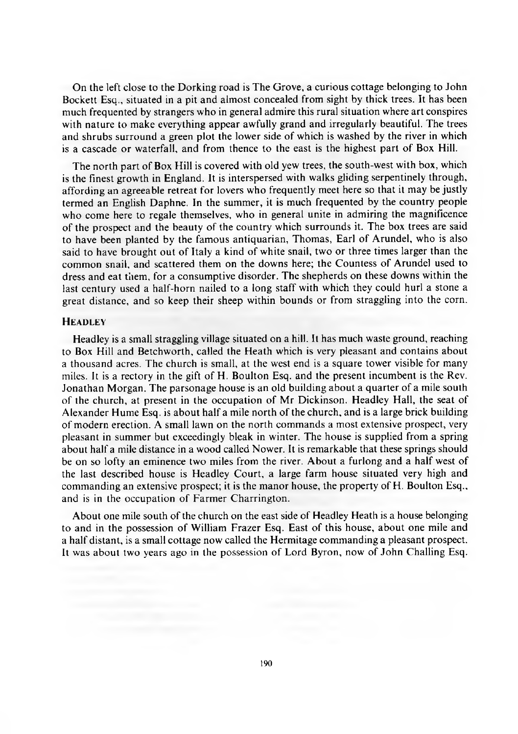On the left close to the Dorking road is The Grove, a curious cottage belonging to John Bockett Esq., situated in a pit and almost concealed from sight by thick trees. It has been much frequented by strangers who in general admire this rural situation where art conspires with nature to make everything appear awfully grand and irregularly beautiful. The trees and shrubs surround a green plot the lower side of which is washed by the river in which is a cascade or waterfall, and from thence to the east is the highest part of Box Hill.

The north part of Box Hill is covered with old yew trees, the south-west with box, which is the finest growth in England. It is interspersed with walks gliding serpentinely through, affording an agreeable retreat for lovers who frequently meet here so that it may be justly termed an English Daphne. In the summer, it is much frequented by the country people who come here to regale themselves, who in general unite in admiring the magnificence of the prospect and the beauty of the country which surrounds it. The box trees are said to have been planted by the famous antiquarian, Thomas, Earl of Arundel, who is also said to have brought out of Italy a kind of white snail, two or three times larger than the common snail, and scattered them on the downs here; the Countess of Arundel used to dress and eat them, for a consumptive disorder. The shepherds on these downs within the last century used a half-horn nailed to a long staff with which they could hurl a stone a great distance, and so keep their sheep within bounds or from straggling into the corn.

## Headley

Headley is a small straggling village situated on a hill. It has much waste ground, reaching to Box Hill and Betchworth, called the Heath which is very pleasant and contains about a thousand acres. The church is small, at the west end is a square tower visible for many miles. It is a rectory in the gift of H. Boulton Esq. and the present incumbent is the Rev. Jonathan Morgan. The parsonage house is an old building about a quarter of a mile south of the church, at present in the occupation of Mr Dickinson. Headley Hall, the seat of Alexander Hume Esq. is about half a mile north of the church, and is a large brick building of modern erection. A small lawn on the north commands a most extensive prospect, very pleasant in summer but exceedingly bleak in winter. The house is supplied from a spring about half a mile distance in a wood called Nower. It is remarkable that these springs should be on so lofty an eminence two miles from the river. About a furlong and a half west of the last described house is Headley Court, a large farm house situated very high and commanding an extensive prospect; it is the manor house, the property of H. Boulton Esq., and is in the occupation of Farmer Charrington.

About one mile south of the church on the east side of Headley Heath is a house belonging to and in the possession of William Frazer Esq. East of this house, about one mile and a half distant, is a small cottage now called the Hermitage commanding a pleasant prospect. It was about two years ago in the possession of Lord Byron, now of John Challing Esq.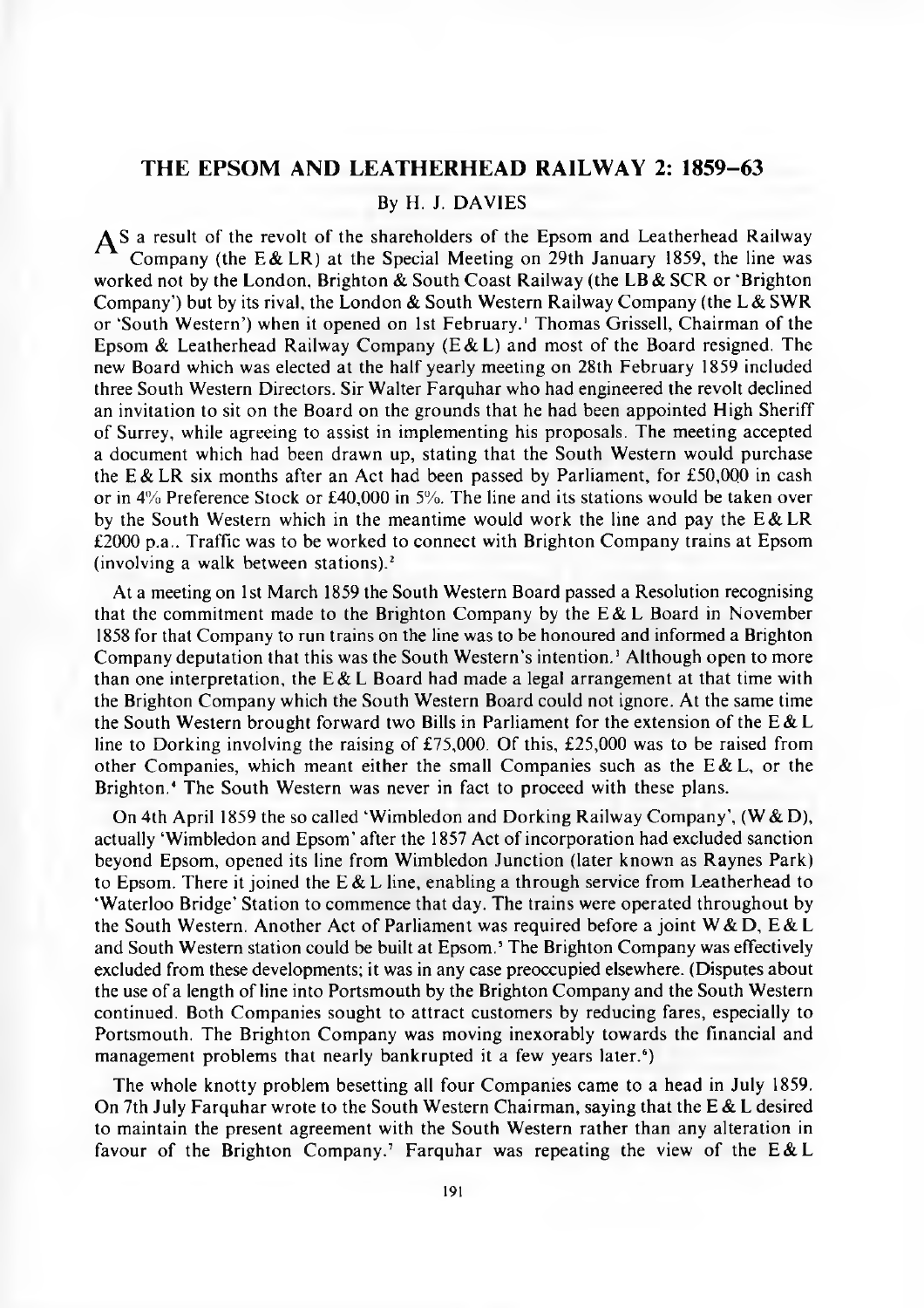# THE EPSOM AND LEATHERHEAD RAILWAY 2: 1859–63

By H. J. DAVIES

AS a result of the revolt of the shareholders of the Epsom and Leatherhead Railway Company (the E & LR) at the Special Meeting on 29th January 1859, the line was worked not by the London, Brighton & South Coast Railway (the LB & SCR or 'Brighton Company') but by its rival, the London & South Western Railway Company (the L & SWR or 'South Western') when it opened on 1st February.[1] Thomas Grissell, Chairman of the Epsom & Leatherhead Railway Company (E & L) and most of the Board resigned. The new Board which was elected at the half yearly meeting on 28th February 1859 included three South Western Directors. Sir Walter Farquhar who had engineered the revolt declined an invitation to sit on the Board on the grounds that he had been appointed High Sheriff of Surrey, while agreeing to assist in implementing his proposals. The meeting accepted a document which had been drawn up, stating that the South Western would purchase the E & LR six months after an Act had been passed by Parliament, for £50,000 in cash or in 4% Preference Stock or £40,000 in 5%. The line and its stations would be taken over by the South Western which in the meantime would work the line and pay the E & LR £2000 p.a.. Traffic was to be worked to connect with Brighton Company trains at Epsom (involving a walk between stations).[2]

At a meeting on 1st March 1859 the South Western Board passed a Resolution recognising that the commitment made to the Brighton Company by the E & L Board in November 1858 for that Company to run trains on the line was to be honoured and informed a Brighton Company deputation that this was the South Western's intention.[3] Although open to more than one interpretation, the E & L Board had made a legal arrangement at that time with the Brighton Company which the South Western Board could not ignore. At the same time the South Western brought forward two Bills in Parliament for the extension of the E & L line to Dorking involving the raising of £75,000. Of this, £25,000 was to be raised from other Companies, which meant either the small Companies such as the E & L, or the Brighton.[4] The South Western was never in fact to proceed with these plans.

On 4th April 1859 the so called 'Wimbledon and Dorking Railway Company', (W & D), actually 'Wimbledon and Epsom' after the 1857 Act of incorporation had excluded sanction beyond Epsom, opened its line from Wimbledon Junction (later known as Raynes Park) to Epsom. There it joined the E & L line, enabling a through service from Leatherhead to 'Waterloo Bridge' Station to commence that day. The trains were operated throughout by the South Western. Another Act of Parliament was required before a joint W & D, E & L and South Western station could be built at Epsom.[5] The Brighton Company was effectively excluded from these developments; it was in any case preoccupied elsewhere. (Disputes about the use of a length of line into Portsmouth by the Brighton Company and the South Western continued. Both Companies sought to attract customers by reducing fares, especially to Portsmouth. The Brighton Company was moving inexorably towards the financial and management problems that nearly bankrupted it a few years later.[6])

The whole knotty problem besetting all four Companies came to a head in July 1859. On 7th July Farquhar wrote to the South Western Chairman, saying that the E & L desired to maintain the present agreement with the South Western rather than any alteration in favour of the Brighton Company.[7] Farquhar was repeating the view of the E & L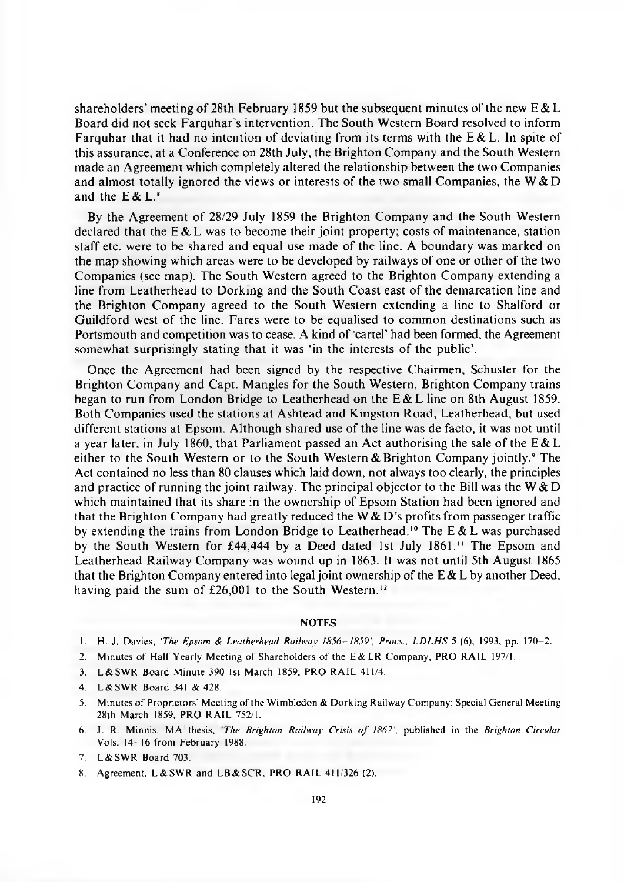shareholders' meeting of 28th February 1859 but the subsequent minutes of the new E & L Board did not seek Farquhar's intervention. The South Western Board resolved to inform Farquhar that it had no intention of deviating from its terms with the E & L. In spite of this assurance, at a Conference on 28th July, the Brighton Company and the South Western made an Agreement which completely altered the relationship between the two Companies and almost totally ignored the views or interests of the two small Companies, the W & D and the E & L.[8]

By the Agreement of 28/29 July 1859 the Brighton Company and the South Western declared that the E & L was to become their joint property; costs of maintenance, station staff etc. were to be shared and equal use made of the line. A boundary was marked on the map showing which areas were to be developed by railways of one or other of the two Companies (see map). The South Western agreed to the Brighton Company extending a line from Leatherhead to Dorking and the South Coast east of the demarcation line and the Brighton Company agreed to the South Western extending a line to Shalford or Guildford west of the line. Fares were to be equalised to common destinations such as Portsmouth and competition was to cease. A kind of 'cartel' had been formed, the Agreement somewhat surprisingly stating that it was 'in the interests of the public'.

Once the Agreement had been signed by the respective Chairmen, Schuster for the Brighton Company and Capt. Mangles for the South Western, Brighton Company trains began to run from London Bridge to Leatherhead on the E & L line on 8th August 1859. Both Companies used the stations at Ashtead and Kingston Road, Leatherhead, but used different stations at Epsom. Although shared use of the line was de facto, it was not until a year later, in July 1860, that Parliament passed an Act authorising the sale of the E & L either to the South Western or to the South Western & Brighton Company jointly.[9] The Act contained no less than 80 clauses which laid down, not always too clearly, the principles and practice of running the joint railway. The principal objector to the Bill was the W & D which maintained that its share in the ownership of Epsom Station had been ignored and that the Brighton Company had greatly reduced the W & D's profits from passenger traffic by extending the trains from London Bridge to Leatherhead.[10] The E & L was purchased by the South Western for £44,444 by a Deed dated 1st July 1861.[11] The Epsom and Leatherhead Railway Company was wound up in 1863. It was not until 5th August 1865 that the Brighton Company entered into legal joint ownership of the E & L by another Deed, having paid the sum of £26,001 to the South Western.[12]

## NOTES

1. H. J. Davies, *'The Epsom & Leatherhead Railway 1856–1859', Procs., LDLHS* 5 (6), 1993, pp. 170–2.
2. Minutes of Half Yearly Meeting of Shareholders of the E & LR Company, PRO RAIL 197/1.
3. L & SWR Board Minute 390 1st March 1859, PRO RAIL 411/4.
4. L & SWR Board 341 & 428.
5. Minutes of Proprietors' Meeting of the Wimbledon & Dorking Railway Company: Special General Meeting 28th March 1859, PRO RAIL 752/1.
6. J. R. Minnis, MA thesis, *'The Brighton Railway Crisis of 1867'*, published in the *Brighton Circular* Vols. 14–16 from February 1988.
7. L & SWR Board 703.
8. Agreement, L & SWR and LB & SCR, PRO RAIL 411/326 (2).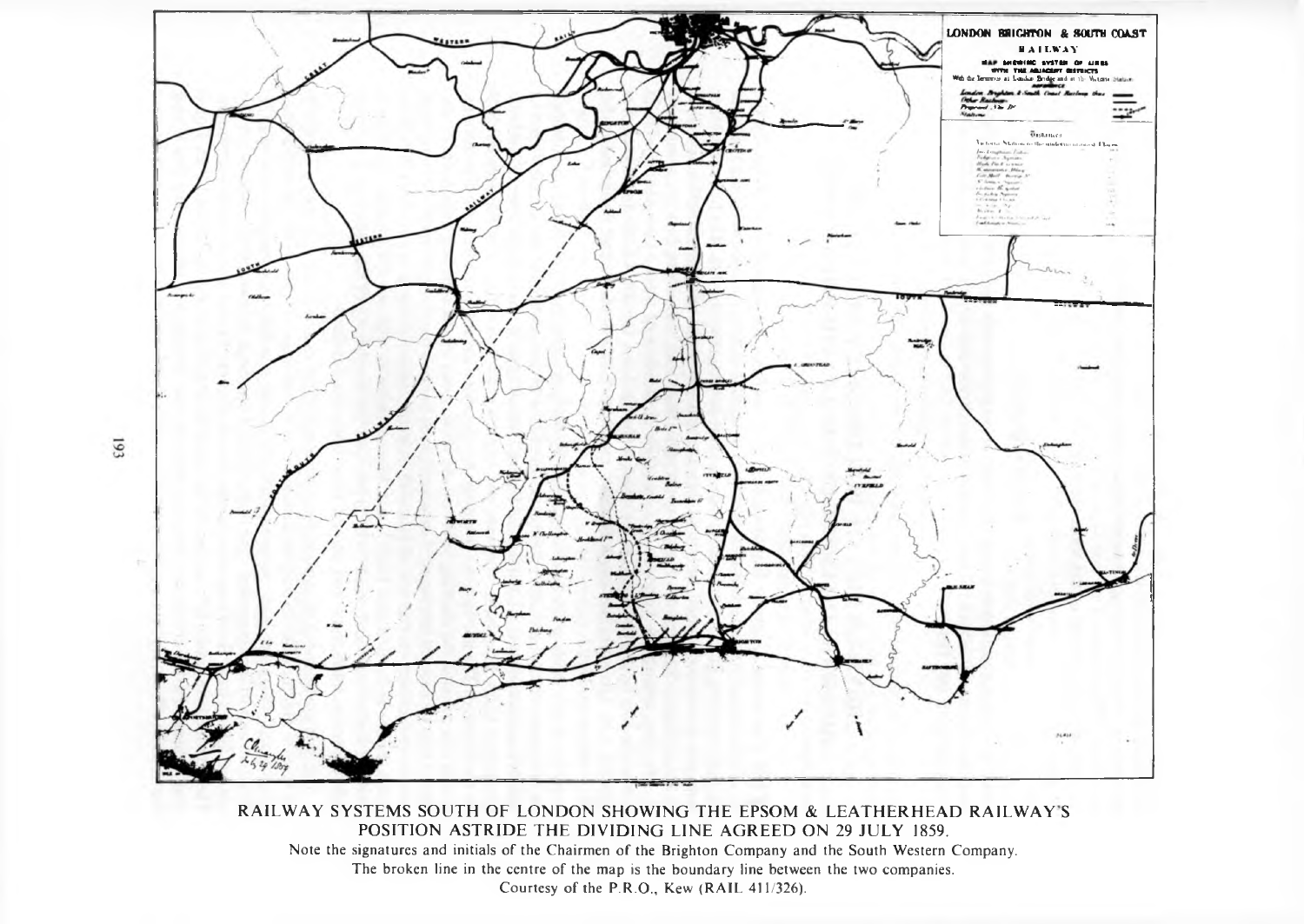RAILWAY SYSTEMS SOUTH OF LONDON SHOWING THE EPSOM & LEATHERHEAD RAILWAY'S POSITION ASTRIDE THE DIVIDING LINE AGREED ON 29 JULY 1859.

Note the signatures and initials of the Chairmen of the Brighton Company and the South Western Company.

The broken line in the centre of the map is the boundary line between the two companies.

Courtesy of the P.R.O., Kew (RAIL 411/326).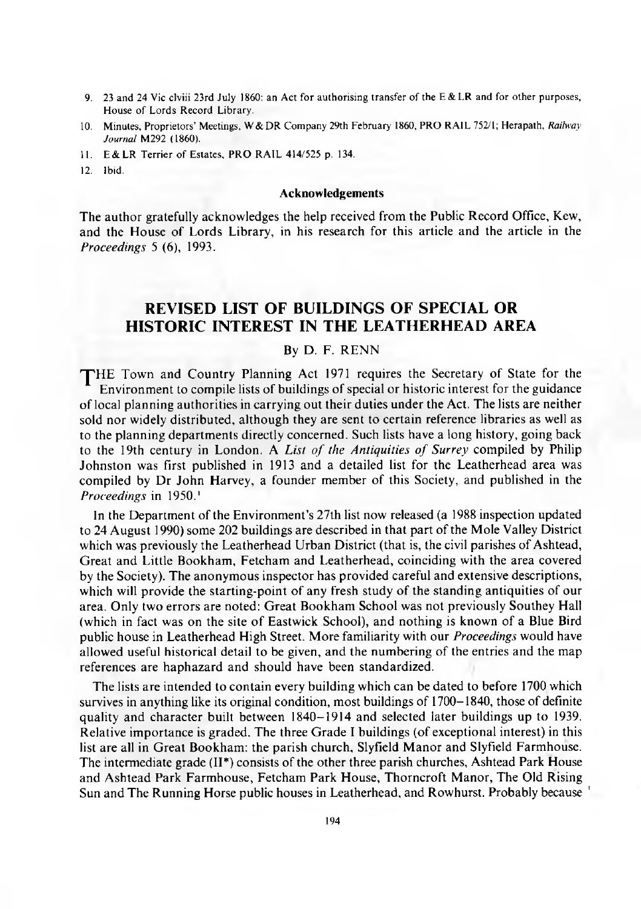9. 23 and 24 Vic clviii 23rd July 1860: an Act for authorising transfer of the E & LR and for other purposes, House of Lords Record Library.
10. Minutes, Proprietors' Meetings, W & DR Company 29th February 1860, PRO RAIL 752/1; Herapath, *Railway Journal* M292 (1860).
11. E & LR Terrier of Estates, PRO RAIL 414/525 p. 134.
12. Ibid.

### Acknowledgements

The author gratefully acknowledges the help received from the Public Record Office, Kew, and the House of Lords Library, in his research for this article and the article in the *Proceedings* 5 (6), 1993.

## REVISED LIST OF BUILDINGS OF SPECIAL OR HISTORIC INTEREST IN THE LEATHERHEAD AREA

By D. F. RENN

THE Town and Country Planning Act 1971 requires the Secretary of State for the Environment to compile lists of buildings of special or historic interest for the guidance of local planning authorities in carrying out their duties under the Act. The lists are neither sold nor widely distributed, although they are sent to certain reference libraries as well as to the planning departments directly concerned. Such lists have a long history, going back to the 19th century in London. A *List of the Antiquities of Surrey* compiled by Philip Johnston was first published in 1913 and a detailed list for the Leatherhead area was compiled by Dr John Harvey, a founder member of this Society, and published in the *Proceedings* in 1950.[1]

In the Department of the Environment's 27th list now released (a 1988 inspection updated to 24 August 1990) some 202 buildings are described in that part of the Mole Valley District which was previously the Leatherhead Urban District (that is, the civil parishes of Ashtead, Great and Little Bookham, Fetcham and Leatherhead, coinciding with the area covered by the Society). The anonymous inspector has provided careful and extensive descriptions, which will provide the starting-point of any fresh study of the standing antiquities of our area. Only two errors are noted: Great Bookham School was not previously Southey Hall (which in fact was on the site of Eastwick School), and nothing is known of a Blue Bird public house in Leatherhead High Street. More familiarity with our *Proceedings* would have allowed useful historical detail to be given, and the numbering of the entries and the map references are haphazard and should have been standardized.

The lists are intended to contain every building which can be dated to before 1700 which survives in anything like its original condition, most buildings of 1700–1840, those of definite quality and character built between 1840–1914 and selected later buildings up to 1939. Relative importance is graded. The three Grade I buildings (of exceptional interest) in this list are all in Great Bookham: the parish church, Slyfield Manor and Slyfield Farmhouse. The intermediate grade (II*) consists of the other three parish churches, Ashtead Park House and Ashtead Park Farmhouse, Fetcham Park House, Thorncroft Manor, The Old Rising Sun and The Running Horse public houses in Leatherhead, and Rowhurst. Probably because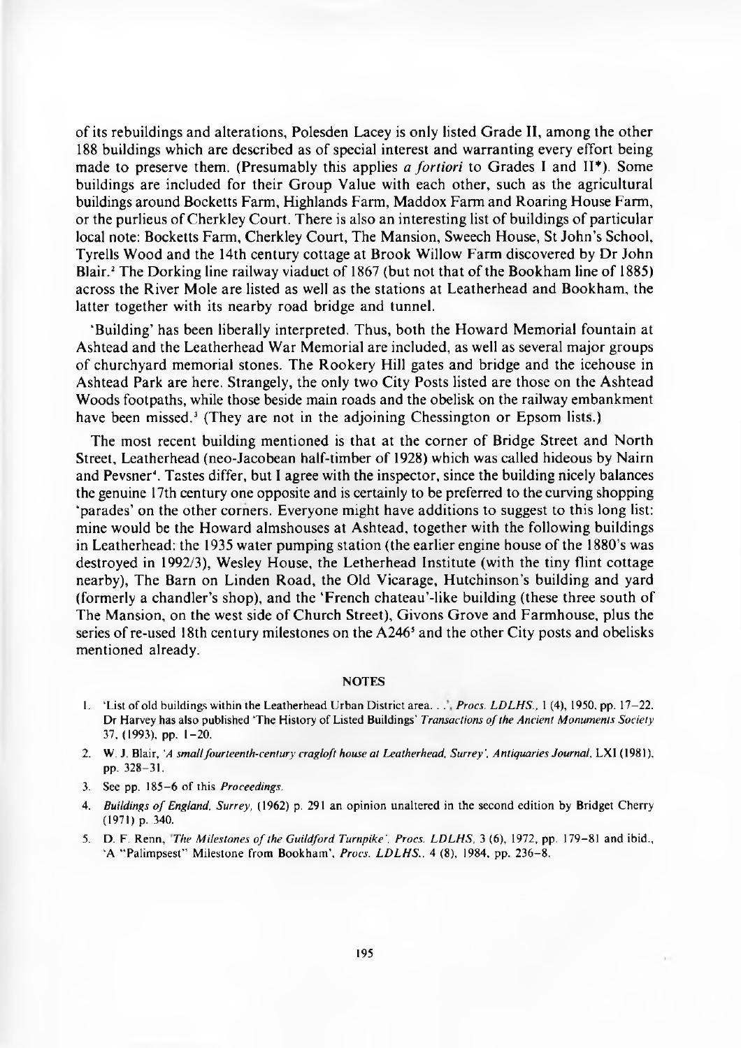of its rebuildings and alterations, Polesden Lacey is only listed Grade II, among the other 188 buildings which are described as of special interest and warranting every effort being made to preserve them. (Presumably this applies *a fortiori* to Grades I and II*). Some buildings are included for their Group Value with each other, such as the agricultural buildings around Bocketts Farm, Highlands Farm, Maddox Farm and Roaring House Farm, or the purlieus of Cherkley Court. There is also an interesting list of buildings of particular local note: Bocketts Farm, Cherkley Court, The Mansion, Sweech House, St John's School, Tyrells Wood and the 14th century cottage at Brook Willow Farm discovered by Dr John Blair.[2] The Dorking line railway viaduct of 1867 (but not that of the Bookham line of 1885) across the River Mole are listed as well as the stations at Leatherhead and Bookham, the latter together with its nearby road bridge and tunnel.

'Building' has been liberally interpreted. Thus, both the Howard Memorial fountain at Ashtead and the Leatherhead War Memorial are included, as well as several major groups of churchyard memorial stones. The Rookery Hill gates and bridge and the icehouse in Ashtead Park are here. Strangely, the only two City Posts listed are those on the Ashtead Woods footpaths, while those beside main roads and the obelisk on the railway embankment have been missed.[3] (They are not in the adjoining Chessington or Epsom lists.)

The most recent building mentioned is that at the corner of Bridge Street and North Street, Leatherhead (neo-Jacobean half-timber of 1928) which was called hideous by Nairn and Pevsner[4]. Tastes differ, but I agree with the inspector, since the building nicely balances the genuine 17th century one opposite and is certainly to be preferred to the curving shopping 'parades' on the other corners. Everyone might have additions to suggest to this long list: mine would be the Howard almshouses at Ashtead, together with the following buildings in Leatherhead: the 1935 water pumping station (the earlier engine house of the 1880's was destroyed in 1992/3), Wesley House, the Letherhead Institute (with the tiny flint cottage nearby), The Barn on Linden Road, the Old Vicarage, Hutchinson's building and yard (formerly a chandler's shop), and the 'French chateau'-like building (these three south of The Mansion, on the west side of Church Street), Givons Grove and Farmhouse, plus the series of re-used 18th century milestones on the A246[5] and the other City posts and obelisks mentioned already.

## NOTES

1. 'List of old buildings within the Leatherhead Urban District area. . .', *Procs. LDLHS.*, 1 (4), 1950, pp. 17–22. Dr Harvey has also published 'The History of Listed Buildings' *Transactions of the Ancient Monuments Society* 37, (1993), pp. 1–20.
2. W. J. Blair, '*A small fourteenth-century cragloft house at Leatherhead, Surrey*', *Antiquaries Journal*, LXI (1981), pp. 328–31.
3. See pp. 185–6 of this *Proceedings*.
4. *Buildings of England, Surrey*, (1962) p. 291 an opinion unaltered in the second edition by Bridget Cherry (1971) p. 340.
5. D. F. Renn, '*The Milestones of the Guildford Turnpike*', *Procs. LDLHS*, 3 (6), 1972, pp. 179–81 and ibid., 'A "Palimpsest" Milestone from Bookham', *Procs. LDLHS.*, 4 (8), 1984, pp. 236–8.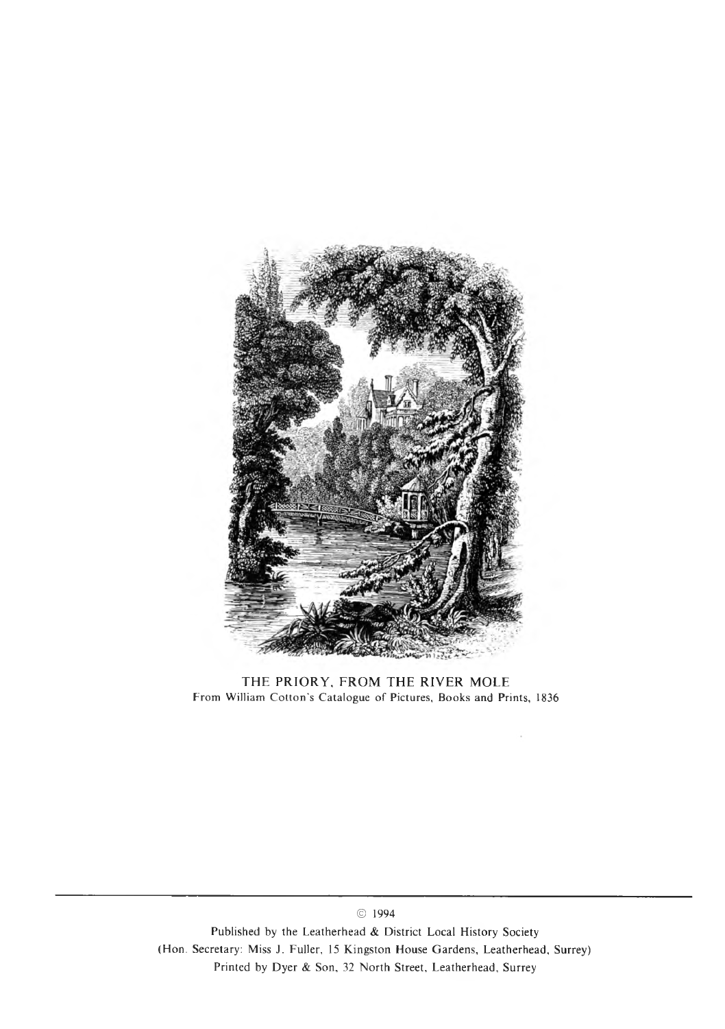THE PRIORY, FROM THE RIVER MOLE
From William Cotton's Catalogue of Pictures, Books and Prints, 1836

© 1994

Published by the Leatherhead & District Local History Society
(Hon. Secretary: Miss J. Fuller, 15 Kingston House Gardens, Leatherhead, Surrey)
Printed by Dyer & Son, 32 North Street, Leatherhead, Surrey